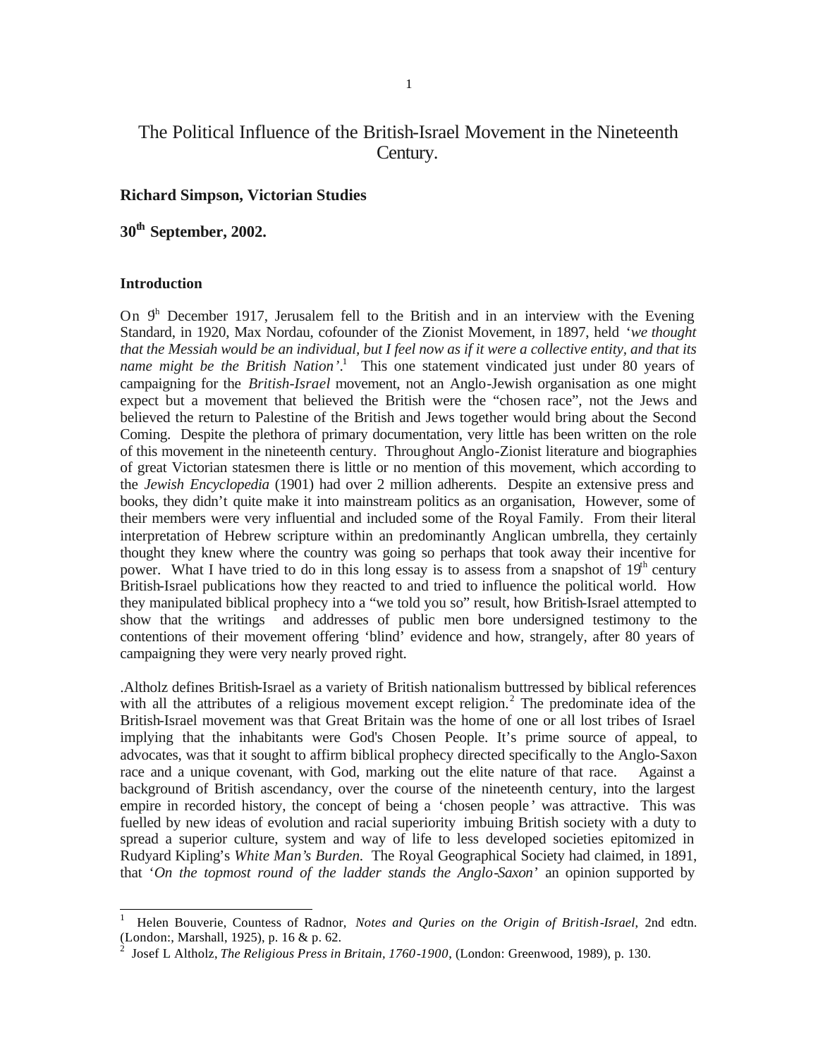# The Political Influence of the British-Israel Movement in the Nineteenth Century.

**Richard Simpson, Victorian Studies**

**30th September, 2002.**

### Introduction

On 9th December 1917, Jerusalem fell to the British and in an interview with the Evening Standard, in 1920, Max Nordau, cofounder of the Zionist Movement, in 1897, held '*we thought that the Messiah would be an individual, but I feel now as if it were a collective entity, and that its name might be the British Nation*'.[1] This one statement vindicated just under 80 years of campaigning for the *British-Israel* movement, not an Anglo-Jewish organisation as one might expect but a movement that believed the British were the "chosen race", not the Jews and believed the return to Palestine of the British and Jews together would bring about the Second Coming. Despite the plethora of primary documentation, very little has been written on the role of this movement in the nineteenth century. Throughout Anglo-Zionist literature and biographies of great Victorian statesmen there is little or no mention of this movement, which according to the *Jewish Encyclopedia* (1901) had over 2 million adherents. Despite an extensive press and books, they didn't quite make it into mainstream politics as an organisation, However, some of their members were very influential and included some of the Royal Family. From their literal interpretation of Hebrew scripture within an predominantly Anglican umbrella, they certainly thought they knew where the country was going so perhaps that took away their incentive for power. What I have tried to do in this long essay is to assess from a snapshot of 19th century British-Israel publications how they reacted to and tried to influence the political world. How they manipulated biblical prophecy into a "we told you so" result, how British-Israel attempted to show that the writings and addresses of public men bore undersigned testimony to the contentions of their movement offering 'blind' evidence and how, strangely, after 80 years of campaigning they were very nearly proved right.

.Altholz defines British-Israel as a variety of British nationalism buttressed by biblical references with all the attributes of a religious movement except religion.[2] The predominate idea of the British-Israel movement was that Great Britain was the home of one or all lost tribes of Israel implying that the inhabitants were God's Chosen People. It's prime source of appeal, to advocates, was that it sought to affirm biblical prophecy directed specifically to the Anglo-Saxon race and a unique covenant, with God, marking out the elite nature of that race. Against a background of British ascendancy, over the course of the nineteenth century, into the largest empire in recorded history, the concept of being a 'chosen people' was attractive. This was fuelled by new ideas of evolution and racial superiority imbuing British society with a duty to spread a superior culture, system and way of life to less developed societies epitomized in Rudyard Kipling's *White Man's Burden*. The Royal Geographical Society had claimed, in 1891, that '*On the topmost round of the ladder stands the Anglo-Saxon*' an opinion supported by

---

[1] Helen Bouverie, Countess of Radnor, *Notes and Quries on the Origin of British-Israel*, 2nd edtn. (London:, Marshall, 1925), p. 16 & p. 62.

[2] Josef L Altholz, *The Religious Press in Britain, 1760-1900*, (London: Greenwood, 1989), p. 130.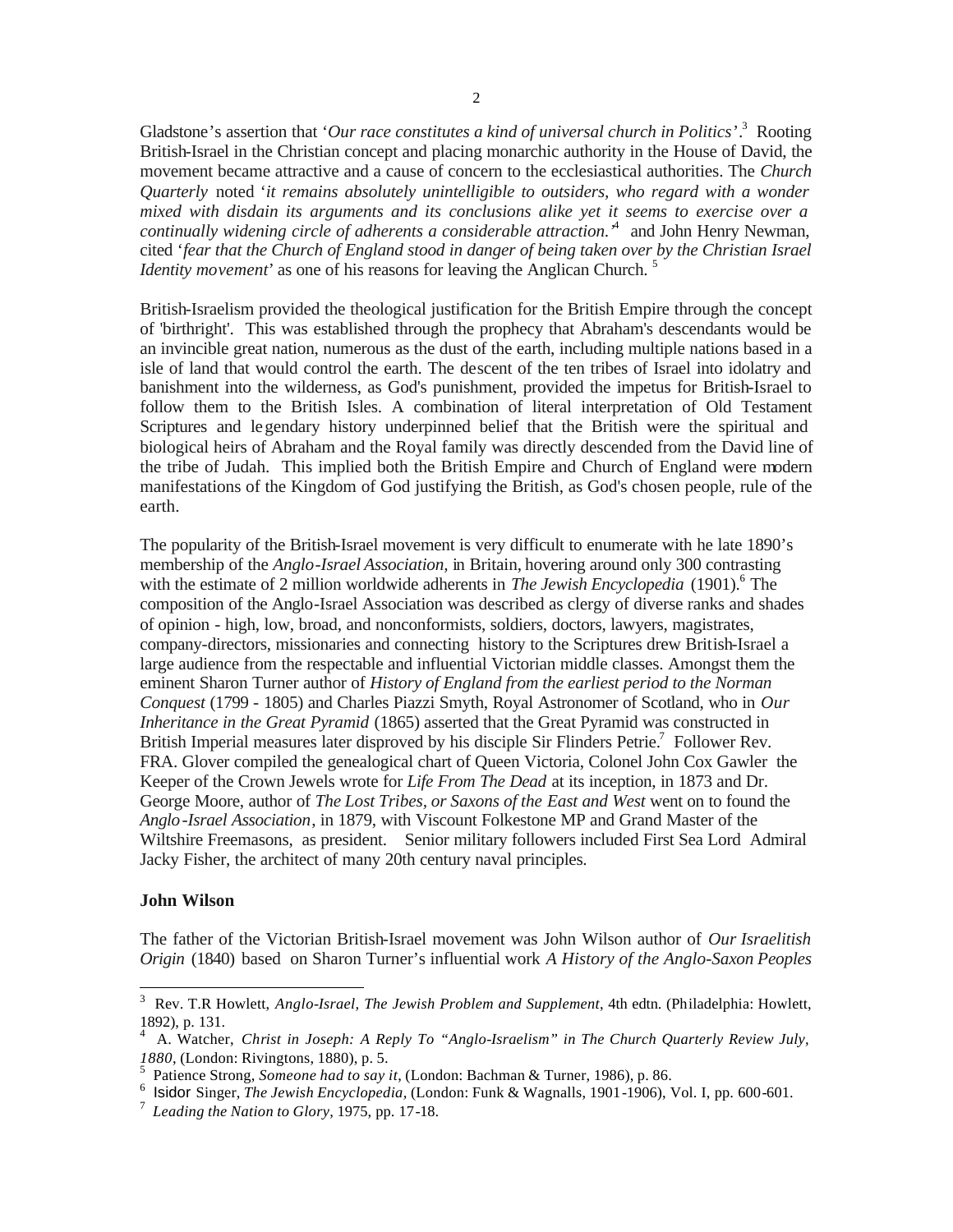Gladstone's assertion that '*Our race constitutes a kind of universal church in Politics'*.[3] Rooting British-Israel in the Christian concept and placing monarchic authority in the House of David, the movement became attractive and a cause of concern to the ecclesiastical authorities. The *Church Quarterly* noted '*it remains absolutely unintelligible to outsiders, who regard with a wonder mixed with disdain its arguments and its conclusions alike yet it seems to exercise over a continually widening circle of adherents a considerable attraction.*'[4] and John Henry Newman, cited '*fear that the Church of England stood in danger of being taken over by the Christian Israel Identity movement*' as one of his reasons for leaving the Anglican Church. [5]

British-Israelism provided the theological justification for the British Empire through the concept of 'birthright'. This was established through the prophecy that Abraham's descendants would be an invincible great nation, numerous as the dust of the earth, including multiple nations based in a isle of land that would control the earth. The descent of the ten tribes of Israel into idolatry and banishment into the wilderness, as God's punishment, provided the impetus for British-Israel to follow them to the British Isles. A combination of literal interpretation of Old Testament Scriptures and legendary history underpinned belief that the British were the spiritual and biological heirs of Abraham and the Royal family was directly descended from the David line of the tribe of Judah. This implied both the British Empire and Church of England were modern manifestations of the Kingdom of God justifying the British, as God's chosen people, rule of the earth.

The popularity of the British-Israel movement is very difficult to enumerate with he late 1890's membership of the *Anglo-Israel Association,* in Britain, hovering around only 300 contrasting with the estimate of 2 million worldwide adherents in *The Jewish Encyclopedia* (1901).[6] The composition of the Anglo-Israel Association was described as clergy of diverse ranks and shades of opinion - high, low, broad, and nonconformists, soldiers, doctors, lawyers, magistrates, company-directors, missionaries and connecting history to the Scriptures drew British-Israel a large audience from the respectable and influential Victorian middle classes. Amongst them the eminent Sharon Turner author of *History of England from the earliest period to the Norman Conquest* (1799 - 1805) and Charles Piazzi Smyth, Royal Astronomer of Scotland, who in *Our Inheritance in the Great Pyramid* (1865) asserted that the Great Pyramid was constructed in British Imperial measures later disproved by his disciple Sir Flinders Petrie.[7] Follower Rev. FRA. Glover compiled the genealogical chart of Queen Victoria, Colonel John Cox Gawler the Keeper of the Crown Jewels wrote for *Life From The Dead* at its inception, in 1873 and Dr. George Moore, author of *The Lost Tribes, or Saxons of the East and West* went on to found the *Anglo-Israel Association*, in 1879, with Viscount Folkestone MP and Grand Master of the Wiltshire Freemasons, as president. Senior military followers included First Sea Lord Admiral Jacky Fisher, the architect of many 20th century naval principles.

**John Wilson**

The father of the Victorian British-Israel movement was John Wilson author of *Our Israelitish Origin* (1840) based on Sharon Turner's influential work *A History of the Anglo-Saxon Peoples*

---

[3] Rev. T.R Howlett, *Anglo-Israel, The Jewish Problem and Supplement*, 4th edtn. (Philadelphia: Howlett, 1892), p. 131.

[4] A. Watcher, *Christ in Joseph: A Reply To "Anglo-Israelism" in The Church Quarterly Review July, 1880*, (London: Rivingtons, 1880), p. 5.

[5] Patience Strong, *Someone had to say it*, (London: Bachman & Turner, 1986), p. 86.

[6] Isidor Singer, *The Jewish Encyclopedia,* (London: Funk & Wagnalls, 1901-1906), Vol. I, pp. 600-601.

[7] *Leading the Nation to Glory,* 1975, pp. 17-18.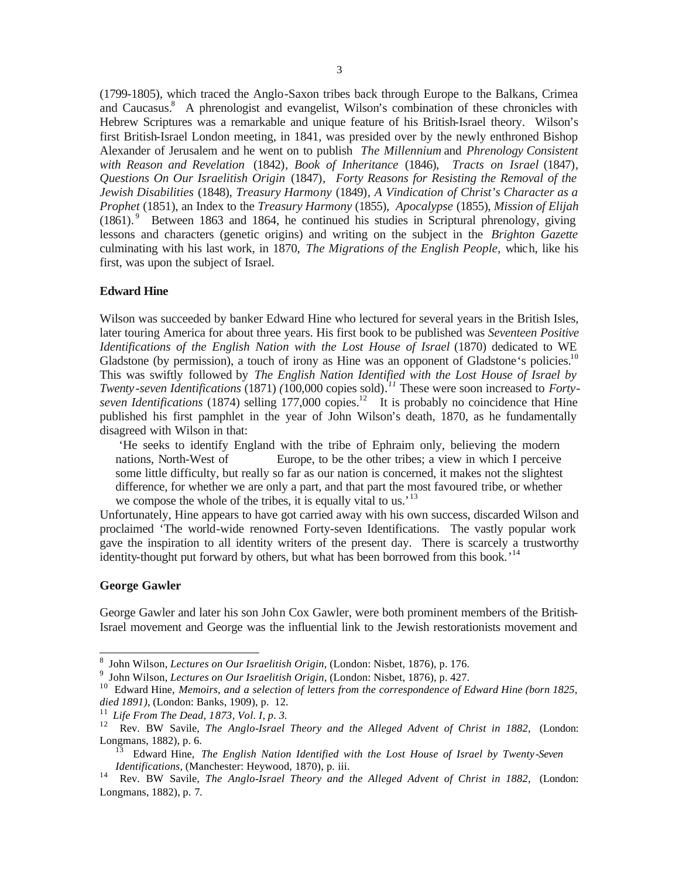(1799-1805), which traced the Anglo-Saxon tribes back through Europe to the Balkans, Crimea and Caucasus.[8] A phrenologist and evangelist, Wilson's combination of these chronicles with Hebrew Scriptures was a remarkable and unique feature of his British-Israel theory. Wilson's first British-Israel London meeting, in 1841, was presided over by the newly enthroned Bishop Alexander of Jerusalem and he went on to publish *The Millennium* and *Phrenology Consistent with Reason and Revelation* (1842), *Book of Inheritance* (1846), *Tracts on Israel* (1847), *Questions On Our Israelitish Origin* (1847), *Forty Reasons for Resisting the Removal of the Jewish Disabilities* (1848), *Treasury Harmony* (1849), *A Vindication of Christ's Character as a Prophet* (1851), an Index to the *Treasury Harmony* (1855), *Apocalypse* (1855), *Mission of Elijah* (1861).[9] Between 1863 and 1864, he continued his studies in Scriptural phrenology, giving lessons and characters (genetic origins) and writing on the subject in the *Brighton Gazette* culminating with his last work, in 1870, *The Migrations of the English People*, which, like his first, was upon the subject of Israel.

### Edward Hine

Wilson was succeeded by banker Edward Hine who lectured for several years in the British Isles, later touring America for about three years. His first book to be published was *Seventeen Positive Identifications of the English Nation with the Lost House of Israel* (1870) dedicated to WE Gladstone (by permission), a touch of irony as Hine was an opponent of Gladstone's policies.[10] This was swiftly followed by *The English Nation Identified with the Lost House of Israel by Twenty-seven Identifications* (1871) (100,000 copies sold).[11] These were soon increased to *Forty-seven Identifications* (1874) selling 177,000 copies.[12] It is probably no coincidence that Hine published his first pamphlet in the year of John Wilson's death, 1870, as he fundamentally disagreed with Wilson in that:

> 'He seeks to identify England with the tribe of Ephraim only, believing the modern nations, North-West of Europe, to be the other tribes; a view in which I perceive some little difficulty, but really so far as our nation is concerned, it makes not the slightest difference, for whether we are only a part, and that part the most favoured tribe, or whether we compose the whole of the tribes, it is equally vital to us.'[13]

Unfortunately, Hine appears to have got carried away with his own success, discarded Wilson and proclaimed 'The world-wide renowned Forty-seven Identifications. The vastly popular work gave the inspiration to all identity writers of the present day. There is scarcely a trustworthy identity-thought put forward by others, but what has been borrowed from this book.'[14]

### George Gawler

George Gawler and later his son John Cox Gawler, were both prominent members of the British-Israel movement and George was the influential link to the Jewish restorationists movement and

---

[8] John Wilson, *Lectures on Our Israelitish Origin*, (London: Nisbet, 1876), p. 176.

[9] John Wilson, *Lectures on Our Israelitish Origin*, (London: Nisbet, 1876), p. 427.

[10] Edward Hine, *Memoirs, and a selection of letters from the correspondence of Edward Hine (born 1825, died 1891)*, (London: Banks, 1909), p. 12.

[11] *Life From The Dead, 1873, Vol. I, p. 3.*

[12] Rev. BW Savile, *The Anglo-Israel Theory and the Alleged Advent of Christ in 1882*, (London: Longmans, 1882), p. 6.

[13] Edward Hine, *The English Nation Identified with the Lost House of Israel by Twenty-Seven Identifications*, (Manchester: Heywood, 1870), p. iii.

[14] Rev. BW Savile, *The Anglo-Israel Theory and the Alleged Advent of Christ in 1882*, (London: Longmans, 1882), p. 7.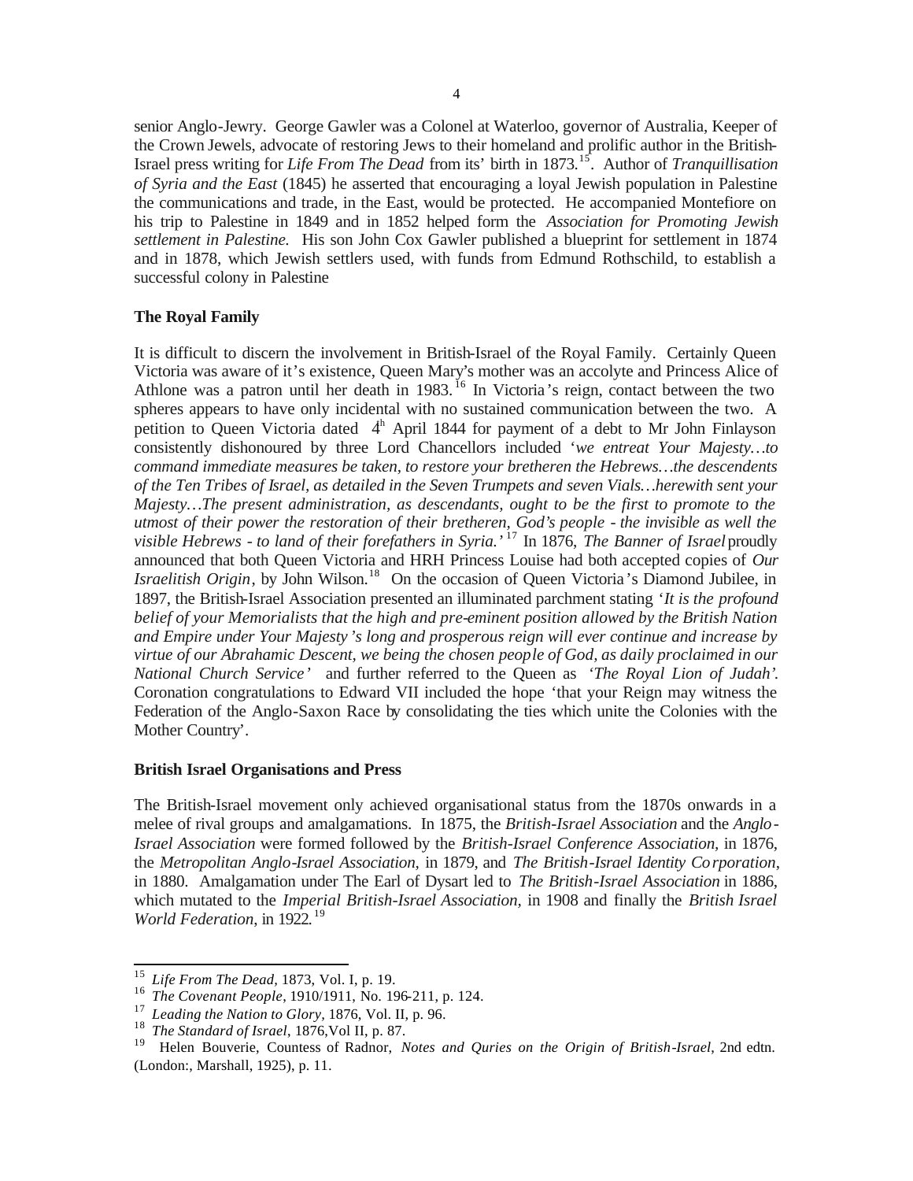senior Anglo-Jewry. George Gawler was a Colonel at Waterloo, governor of Australia, Keeper of the Crown Jewels, advocate of restoring Jews to their homeland and prolific author in the British-Israel press writing for *Life From The Dead* from its' birth in 1873.[15]. Author of *Tranquillisation of Syria and the East* (1845) he asserted that encouraging a loyal Jewish population in Palestine the communications and trade, in the East, would be protected. He accompanied Montefiore on his trip to Palestine in 1849 and in 1852 helped form the *Association for Promoting Jewish settlement in Palestine.* His son John Cox Gawler published a blueprint for settlement in 1874 and in 1878, which Jewish settlers used, with funds from Edmund Rothschild, to establish a successful colony in Palestine

**The Royal Family**

It is difficult to discern the involvement in British-Israel of the Royal Family. Certainly Queen Victoria was aware of it's existence, Queen Mary's mother was an accolyte and Princess Alice of Athlone was a patron until her death in 1983.[16] In Victoria's reign, contact between the two spheres appears to have only incidental with no sustained communication between the two. A petition to Queen Victoria dated 4th April 1844 for payment of a debt to Mr John Finlayson consistently dishonoured by three Lord Chancellors included '*we entreat Your Majesty…to command immediate measures be taken, to restore your bretheren the Hebrews…the descendents of the Ten Tribes of Israel, as detailed in the Seven Trumpets and seven Vials…herewith sent your Majesty…The present administration, as descendants, ought to be the first to promote to the utmost of their power the restoration of their bretheren, God's people - the invisible as well the visible Hebrews - to land of their forefathers in Syria.*'[17] In 1876, *The Banner of Israel* proudly announced that both Queen Victoria and HRH Princess Louise had both accepted copies of *Our Israelitish Origin*, by John Wilson.[18] On the occasion of Queen Victoria's Diamond Jubilee, in 1897, the British-Israel Association presented an illuminated parchment stating '*It is the profound belief of your Memorialists that the high and pre-eminent position allowed by the British Nation and Empire under Your Majesty's long and prosperous reign will ever continue and increase by virtue of our Abrahamic Descent, we being the chosen people of God, as daily proclaimed in our National Church Service*' and further referred to the Queen as '*The Royal Lion of Judah*'. Coronation congratulations to Edward VII included the hope 'that your Reign may witness the Federation of the Anglo-Saxon Race by consolidating the ties which unite the Colonies with the Mother Country'.

**British Israel Organisations and Press**

The British-Israel movement only achieved organisational status from the 1870s onwards in a melee of rival groups and amalgamations. In 1875, the *British-Israel Association* and the *Anglo-Israel Association* were formed followed by the *British-Israel Conference Association*, in 1876, the *Metropolitan Anglo-Israel Association*, in 1879, and *The British-Israel Identity Corporation*, in 1880. Amalgamation under The Earl of Dysart led to *The British-Israel Association* in 1886, which mutated to the *Imperial British-Israel Association*, in 1908 and finally the *British Israel World Federation*, in 1922.[19]

---

[15] *Life From The Dead*, 1873, Vol. I, p. 19.

[16] *The Covenant People*, 1910/1911, No. 196-211, p. 124.

[17] *Leading the Nation to Glory*, 1876, Vol. II, p. 96.

[18] *The Standard of Israel*, 1876,Vol II, p. 87.

[19] Helen Bouverie, Countess of Radnor, *Notes and Quries on the Origin of British-Israel*, 2nd edtn. (London:, Marshall, 1925), p. 11.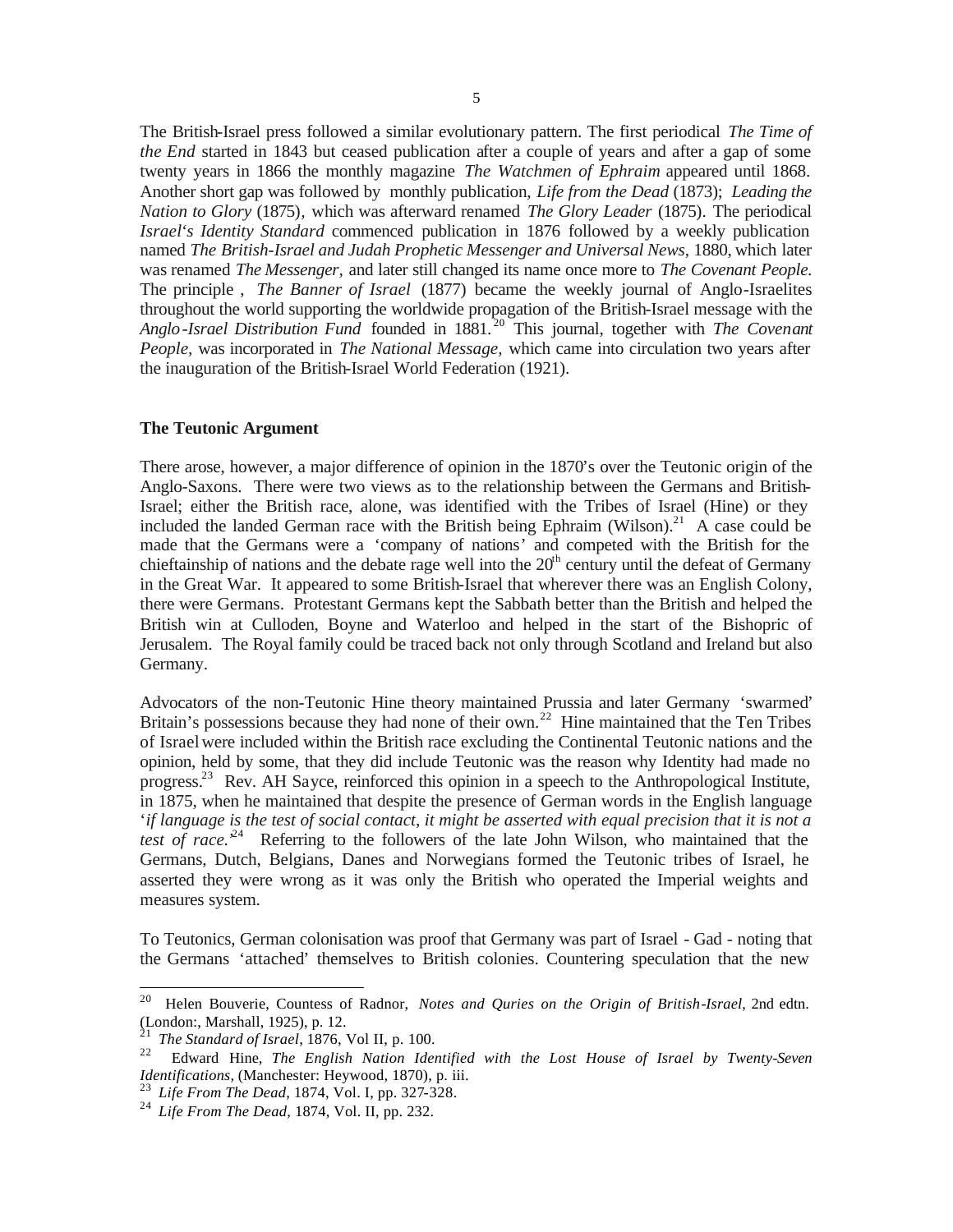The British-Israel press followed a similar evolutionary pattern. The first periodical *The Time of the End* started in 1843 but ceased publication after a couple of years and after a gap of some twenty years in 1866 the monthly magazine *The Watchmen of Ephraim* appeared until 1868. Another short gap was followed by monthly publication, *Life from the Dead* (1873); *Leading the Nation to Glory* (1875), which was afterward renamed *The Glory Leader* (1875). The periodical *Israel's Identity Standard* commenced publication in 1876 followed by a weekly publication named *The British-Israel and Judah Prophetic Messenger and Universal News*, 1880, which later was renamed *The Messenger*, and later still changed its name once more to *The Covenant People.* The principle , *The Banner of Israel* (1877) became the weekly journal of Anglo-Israelites throughout the world supporting the worldwide propagation of the British-Israel message with the *Anglo-Israel Distribution Fund* founded in 1881.[20] This journal, together with *The Covenant People,* was incorporated in *The National Message*, which came into circulation two years after the inauguration of the British-Israel World Federation (1921).

### The Teutonic Argument

There arose, however, a major difference of opinion in the 1870's over the Teutonic origin of the Anglo-Saxons. There were two views as to the relationship between the Germans and British-Israel; either the British race, alone, was identified with the Tribes of Israel (Hine) or they included the landed German race with the British being Ephraim (Wilson).[21] A case could be made that the Germans were a 'company of nations' and competed with the British for the chieftainship of nations and the debate rage well into the 20th century until the defeat of Germany in the Great War. It appeared to some British-Israel that wherever there was an English Colony, there were Germans. Protestant Germans kept the Sabbath better than the British and helped the British win at Culloden, Boyne and Waterloo and helped in the start of the Bishopric of Jerusalem. The Royal family could be traced back not only through Scotland and Ireland but also Germany.

Advocators of the non-Teutonic Hine theory maintained Prussia and later Germany 'swarmed' Britain's possessions because they had none of their own.[22] Hine maintained that the Ten Tribes of Israel were included within the British race excluding the Continental Teutonic nations and the opinion, held by some, that they did include Teutonic was the reason why Identity had made no progress.[23] Rev. AH Sayce, reinforced this opinion in a speech to the Anthropological Institute, in 1875, when he maintained that despite the presence of German words in the English language '*if language is the test of social contact, it might be asserted with equal precision that it is not a test of race.*'[24] Referring to the followers of the late John Wilson, who maintained that the Germans, Dutch, Belgians, Danes and Norwegians formed the Teutonic tribes of Israel, he asserted they were wrong as it was only the British who operated the Imperial weights and measures system.

To Teutonics, German colonisation was proof that Germany was part of Israel - Gad - noting that the Germans 'attached' themselves to British colonies. Countering speculation that the new

---

[20] Helen Bouverie, Countess of Radnor, *Notes and Quries on the Origin of British-Israel*, 2nd edtn. (London:, Marshall, 1925), p. 12.

[21] *The Standard of Israel*, 1876, Vol II, p. 100.

[22] Edward Hine, *The English Nation Identified with the Lost House of Israel by Twenty-Seven Identifications*, (Manchester: Heywood, 1870), p. iii.

[23] *Life From The Dead*, 1874, Vol. I, pp. 327-328.

[24] *Life From The Dead*, 1874, Vol. II, pp. 232.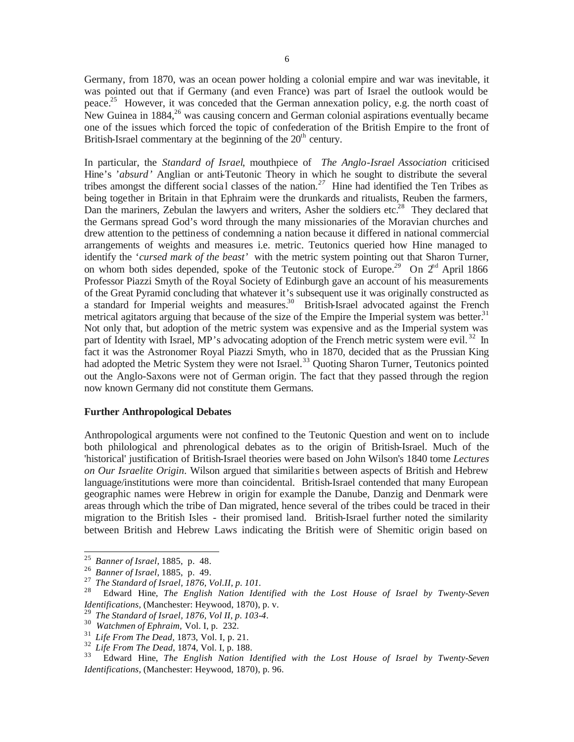Germany, from 1870, was an ocean power holding a colonial empire and war was inevitable, it was pointed out that if Germany (and even France) was part of Israel the outlook would be peace.[25] However, it was conceded that the German annexation policy, e.g. the north coast of New Guinea in 1884,[26] was causing concern and German colonial aspirations eventually became one of the issues which forced the topic of confederation of the British Empire to the front of British-Israel commentary at the beginning of the 20th century.

In particular, the *Standard of Israel*, mouthpiece of *The Anglo-Israel Association* criticised Hine's '*absurd*' Anglian or anti-Teutonic Theory in which he sought to distribute the several tribes amongst the different social classes of the nation.[27] Hine had identified the Ten Tribes as being together in Britain in that Ephraim were the drunkards and ritualists, Reuben the farmers, Dan the mariners, Zebulan the lawyers and writers, Asher the soldiers etc.[28] They declared that the Germans spread God's word through the many missionaries of the Moravian churches and drew attention to the pettiness of condemning a nation because it differed in national commercial arrangements of weights and measures i.e. metric. Teutonics queried how Hine managed to identify the '*cursed mark of the beast*' with the metric system pointing out that Sharon Turner, on whom both sides depended, spoke of the Teutonic stock of Europe.[29] On 2nd April 1866 Professor Piazzi Smyth of the Royal Society of Edinburgh gave an account of his measurements of the Great Pyramid concluding that whatever it's subsequent use it was originally constructed as a standard for Imperial weights and measures.[30] British-Israel advocated against the French metrical agitators arguing that because of the size of the Empire the Imperial system was better.[31] Not only that, but adoption of the metric system was expensive and as the Imperial system was part of Identity with Israel, MP's advocating adoption of the French metric system were evil.[32] In fact it was the Astronomer Royal Piazzi Smyth, who in 1870, decided that as the Prussian King had adopted the Metric System they were not Israel.[33] Quoting Sharon Turner, Teutonics pointed out the Anglo-Saxons were not of German origin. The fact that they passed through the region now known Germany did not constitute them Germans.

### Further Anthropological Debates

Anthropological arguments were not confined to the Teutonic Question and went on to include both philological and phrenological debates as to the origin of British-Israel. Much of the 'historical' justification of British-Israel theories were based on John Wilson's 1840 tome *Lectures on Our Israelite Origin*. Wilson argued that similarities between aspects of British and Hebrew language/institutions were more than coincidental. British-Israel contended that many European geographic names were Hebrew in origin for example the Danube, Danzig and Denmark were areas through which the tribe of Dan migrated, hence several of the tribes could be traced in their migration to the British Isles - their promised land. British-Israel further noted the similarity between British and Hebrew Laws indicating the British were of Shemitic origin based on

---

[25] *Banner of Israel*, 1885, p. 48.

[26] *Banner of Israel*, 1885, p. 49.

[27] *The Standard of Israel, 1876, Vol.II, p. 101.*

[28] Edward Hine, *The English Nation Identified with the Lost House of Israel by Twenty-Seven Identifications*, (Manchester: Heywood, 1870), p. v.

[29] *The Standard of Israel, 1876, Vol II, p. 103-4.*

[30] *Watchmen of Ephraim*, Vol. I, p. 232.

[31] *Life From The Dead*, 1873, Vol. I, p. 21.

[32] *Life From The Dead*, 1874, Vol. I, p. 188.

[33] Edward Hine, *The English Nation Identified with the Lost House of Israel by Twenty-Seven Identifications*, (Manchester: Heywood, 1870), p. 96.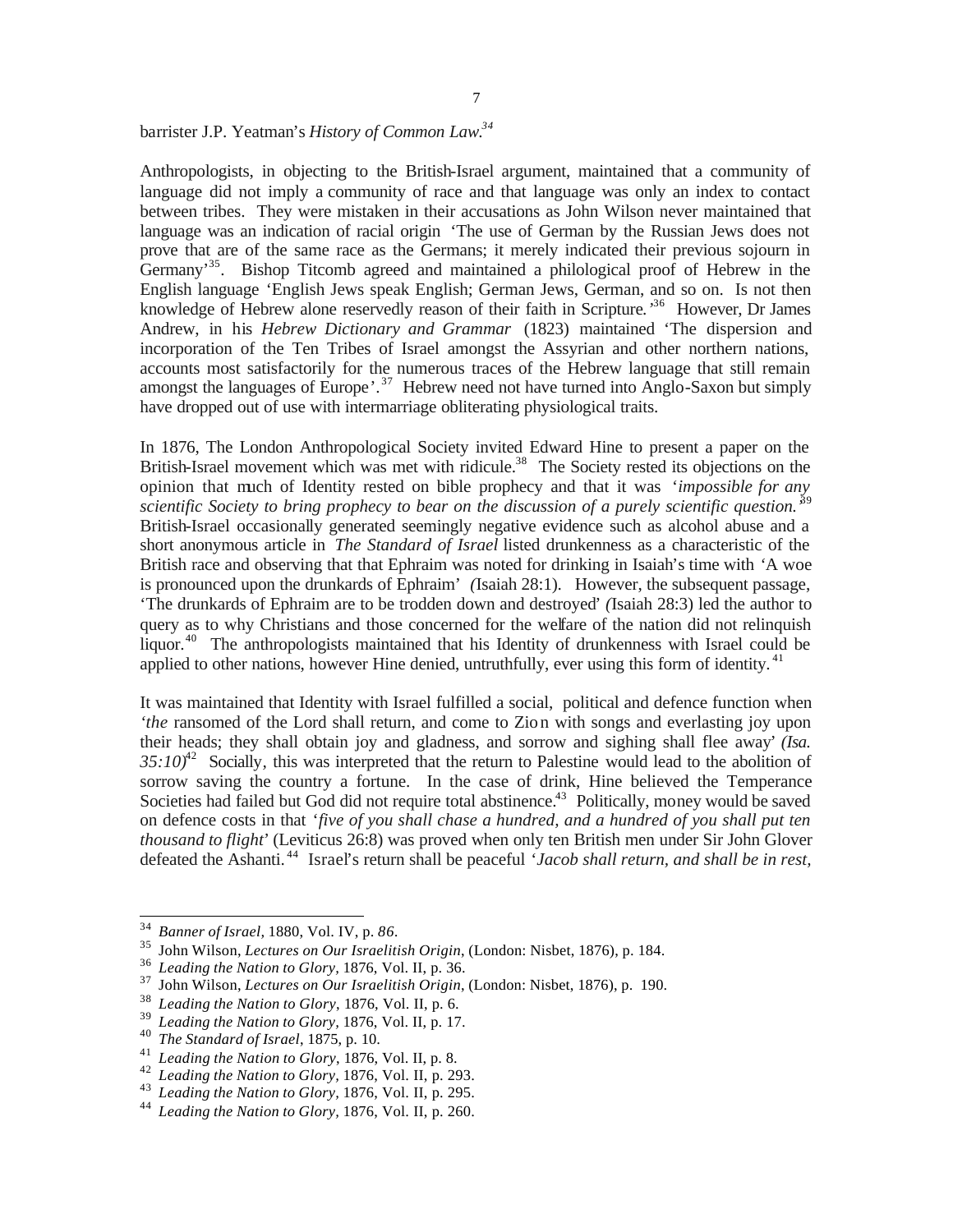barrister J.P. Yeatman's *History of Common Law.*[34]

Anthropologists, in objecting to the British-Israel argument, maintained that a community of language did not imply a community of race and that language was only an index to contact between tribes. They were mistaken in their accusations as John Wilson never maintained that language was an indication of racial origin 'The use of German by the Russian Jews does not prove that are of the same race as the Germans; it merely indicated their previous sojourn in Germany'[35]. Bishop Titcomb agreed and maintained a philological proof of Hebrew in the English language 'English Jews speak English; German Jews, German, and so on. Is not then knowledge of Hebrew alone reservedly reason of their faith in Scripture.'[36] However, Dr James Andrew, in his *Hebrew Dictionary and Grammar* (1823) maintained 'The dispersion and incorporation of the Ten Tribes of Israel amongst the Assyrian and other northern nations, accounts most satisfactorily for the numerous traces of the Hebrew language that still remain amongst the languages of Europe'.[37] Hebrew need not have turned into Anglo-Saxon but simply have dropped out of use with intermarriage obliterating physiological traits.

In 1876, The London Anthropological Society invited Edward Hine to present a paper on the British-Israel movement which was met with ridicule.[38] The Society rested its objections on the opinion that much of Identity rested on bible prophecy and that it was '*impossible for any scientific Society to bring prophecy to bear on the discussion of a purely scientific question.*'[39] British-Israel occasionally generated seemingly negative evidence such as alcohol abuse and a short anonymous article in *The Standard of Israel* listed drunkenness as a characteristic of the British race and observing that that Ephraim was noted for drinking in Isaiah's time with 'A woe is pronounced upon the drunkards of Ephraim' *(*Isaiah 28:1). However, the subsequent passage, 'The drunkards of Ephraim are to be trodden down and destroyed' *(*Isaiah 28:3) led the author to query as to why Christians and those concerned for the welfare of the nation did not relinquish liquor.[40] The anthropologists maintained that his Identity of drunkenness with Israel could be applied to other nations, however Hine denied, untruthfully, ever using this form of identity.[41]

It was maintained that Identity with Israel fulfilled a social, political and defence function when '*the* ransomed of the Lord shall return, and come to Zion with songs and everlasting joy upon their heads; they shall obtain joy and gladness, and sorrow and sighing shall flee away' *(Isa. 35:10)*[42] Socially, this was interpreted that the return to Palestine would lead to the abolition of sorrow saving the country a fortune. In the case of drink, Hine believed the Temperance Societies had failed but God did not require total abstinence.[43] Politically, money would be saved on defence costs in that '*five of you shall chase a hundred, and a hundred of you shall put ten thousand to flight*' (Leviticus 26:8) was proved when only ten British men under Sir John Glover defeated the Ashanti.[44] Israel's return shall be peaceful '*Jacob shall return, and shall be in rest,*

---

[34] *Banner of Israel*, 1880, Vol. IV, p. *86*.

[35] John Wilson, *Lectures on Our Israelitish Origin*, (London: Nisbet, 1876), p. 184.

[36] *Leading the Nation to Glory,* 1876, Vol. II, p. 36.

[37] John Wilson, *Lectures on Our Israelitish Origin*, (London: Nisbet, 1876), p. 190.

[38] *Leading the Nation to Glory*, 1876, Vol. II, p. 6.

[39] *Leading the Nation to Glory,* 1876, Vol. II, p. 17.

[40] *The Standard of Israel*, 1875, p. 10.

[41] *Leading the Nation to Glory*, 1876, Vol. II, p. 8.

[42] *Leading the Nation to Glory*, 1876, Vol. II, p. 293.

[43] *Leading the Nation to Glory,* 1876, Vol. II, p. 295.

[44] *Leading the Nation to Glory*, 1876, Vol. II, p. 260.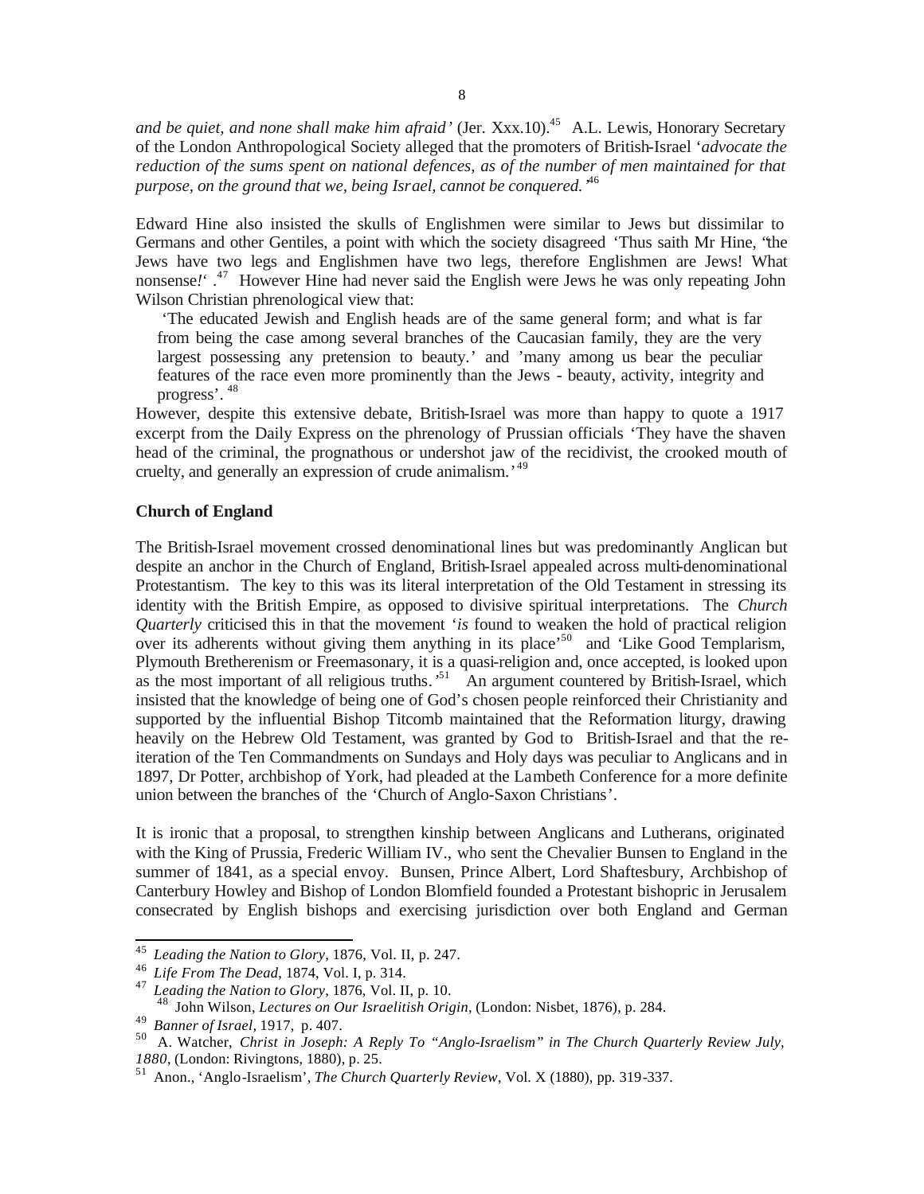*and be quiet, and none shall make him afraid'* (Jer. Xxx.10).[45] A.L. Lewis, Honorary Secretary of the London Anthropological Society alleged that the promoters of British-Israel '*advocate the reduction of the sums spent on national defences, as of the number of men maintained for that purpose, on the ground that we, being Israel, cannot be conquered.'*[46]

Edward Hine also insisted the skulls of Englishmen were similar to Jews but dissimilar to Germans and other Gentiles, a point with which the society disagreed 'Thus saith Mr Hine, "the Jews have two legs and Englishmen have two legs, therefore Englishmen are Jews! What nonsense*!*' .[47] However Hine had never said the English were Jews he was only repeating John Wilson Christian phrenological view that:

> 'The educated Jewish and English heads are of the same general form; and what is far from being the case among several branches of the Caucasian family, they are the very largest possessing any pretension to beauty.' and 'many among us bear the peculiar features of the race even more prominently than the Jews - beauty, activity, integrity and progress'. [48]

However, despite this extensive debate, British-Israel was more than happy to quote a 1917 excerpt from the Daily Express on the phrenology of Prussian officials 'They have the shaven head of the criminal, the prognathous or undershot jaw of the recidivist, the crooked mouth of cruelty, and generally an expression of crude animalism.'[49]

**Church of England**

The British-Israel movement crossed denominational lines but was predominantly Anglican but despite an anchor in the Church of England, British-Israel appealed across multi-denominational Protestantism. The key to this was its literal interpretation of the Old Testament in stressing its identity with the British Empire, as opposed to divisive spiritual interpretations. The *Church Quarterly* criticised this in that the movement '*is* found to weaken the hold of practical religion over its adherents without giving them anything in its place'[50] and 'Like Good Templarism, Plymouth Bretherenism or Freemasonary, it is a quasi-religion and, once accepted, is looked upon as the most important of all religious truths.'[51] An argument countered by British-Israel, which insisted that the knowledge of being one of God's chosen people reinforced their Christianity and supported by the influential Bishop Titcomb maintained that the Reformation liturgy, drawing heavily on the Hebrew Old Testament, was granted by God to British-Israel and that the re-iteration of the Ten Commandments on Sundays and Holy days was peculiar to Anglicans and in 1897, Dr Potter, archbishop of York, had pleaded at the Lambeth Conference for a more definite union between the branches of the 'Church of Anglo-Saxon Christians'.

It is ironic that a proposal, to strengthen kinship between Anglicans and Lutherans, originated with the King of Prussia, Frederic William IV., who sent the Chevalier Bunsen to England in the summer of 1841, as a special envoy. Bunsen, Prince Albert, Lord Shaftesbury, Archbishop of Canterbury Howley and Bishop of London Blomfield founded a Protestant bishopric in Jerusalem consecrated by English bishops and exercising jurisdiction over both England and German

---

[45] *Leading the Nation to Glory*, 1876, Vol. II, p. 247.

[46] *Life From The Dead*, 1874, Vol. I, p. 314.

[47] *Leading the Nation to Glory*, 1876, Vol. II, p. 10.

[48] John Wilson, *Lectures on Our Israelitish Origin*, (London: Nisbet, 1876), p. 284.

[49] *Banner of Israel*, 1917, p. 407.

[50] A. Watcher, *Christ in Joseph: A Reply To "Anglo-Israelism" in The Church Quarterly Review July, 1880*, (London: Rivingtons, 1880), p. 25.

[51] Anon., 'Anglo-Israelism', *The Church Quarterly Review*, Vol. X (1880), pp. 319-337.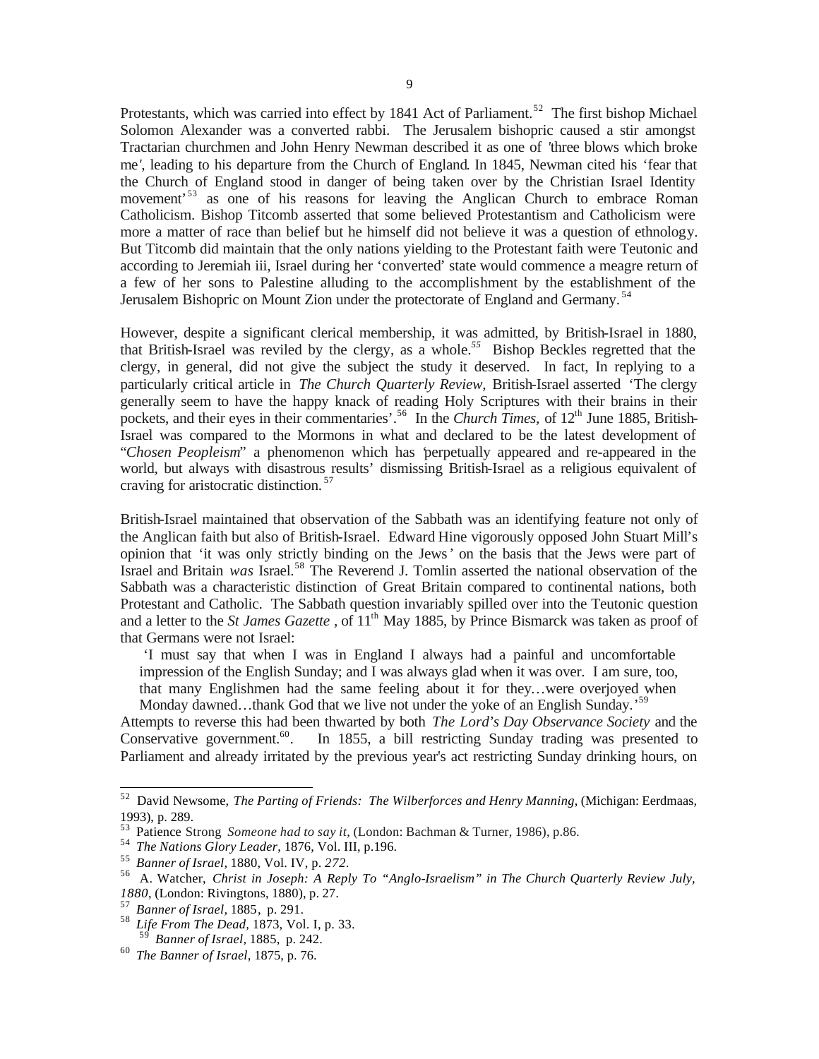Protestants, which was carried into effect by 1841 Act of Parliament.[52] The first bishop Michael Solomon Alexander was a converted rabbi. The Jerusalem bishopric caused a stir amongst Tractarian churchmen and John Henry Newman described it as one of 'three blows which broke me', leading to his departure from the Church of England. In 1845, Newman cited his 'fear that the Church of England stood in danger of being taken over by the Christian Israel Identity movement'[53] as one of his reasons for leaving the Anglican Church to embrace Roman Catholicism. Bishop Titcomb asserted that some believed Protestantism and Catholicism were more a matter of race than belief but he himself did not believe it was a question of ethnology. But Titcomb did maintain that the only nations yielding to the Protestant faith were Teutonic and according to Jeremiah iii, Israel during her 'converted' state would commence a meagre return of a few of her sons to Palestine alluding to the accomplishment by the establishment of the Jerusalem Bishopric on Mount Zion under the protectorate of England and Germany.[54]

However, despite a significant clerical membership, it was admitted, by British-Israel in 1880, that British-Israel was reviled by the clergy, as a whole.[55] Bishop Beckles regretted that the clergy, in general, did not give the subject the study it deserved. In fact, In replying to a particularly critical article in *The Church Quarterly Review*, British-Israel asserted 'The clergy generally seem to have the happy knack of reading Holy Scriptures with their brains in their pockets, and their eyes in their commentaries'.[56] In the *Church Times*, of 12th June 1885, British-Israel was compared to the Mormons in what and declared to be the latest development of "*Chosen Peopleism*" a phenomenon which has 'perpetually appeared and re-appeared in the world, but always with disastrous results' dismissing British-Israel as a religious equivalent of craving for aristocratic distinction.[57]

British-Israel maintained that observation of the Sabbath was an identifying feature not only of the Anglican faith but also of British-Israel. Edward Hine vigorously opposed John Stuart Mill's opinion that 'it was only strictly binding on the Jews' on the basis that the Jews were part of Israel and Britain *was* Israel.[58] The Reverend J. Tomlin asserted the national observation of the Sabbath was a characteristic distinction of Great Britain compared to continental nations, both Protestant and Catholic. The Sabbath question invariably spilled over into the Teutonic question and a letter to the *St James Gazette* , of 11th May 1885, by Prince Bismarck was taken as proof of that Germans were not Israel:

> 'I must say that when I was in England I always had a painful and uncomfortable impression of the English Sunday; and I was always glad when it was over. I am sure, too, that many Englishmen had the same feeling about it for they…were overjoyed when Monday dawned…thank God that we live not under the yoke of an English Sunday.'[59]

Attempts to reverse this had been thwarted by both *The Lord's Day Observance Society* and the Conservative government.[60]. In 1855, a bill restricting Sunday trading was presented to Parliament and already irritated by the previous year's act restricting Sunday drinking hours, on

---

[52] David Newsome, *The Parting of Friends: The Wilberforces and Henry Manning*, (Michigan: Eerdmaas, 1993), p. 289.

[53] Patience Strong *Someone had to say it*, (London: Bachman & Turner, 1986), p.86.

[54] *The Nations Glory Leader*, 1876, Vol. III, p.196.

[55] *Banner of Israel*, 1880, Vol. IV, p. *272*.

[56] A. Watcher, *Christ in Joseph: A Reply To "Anglo-Israelism" in The Church Quarterly Review July, 1880*, (London: Rivingtons, 1880), p. 27.

[57] *Banner of Israel*, 1885, p. 291.

[58] *Life From The Dead*, 1873, Vol. I, p. 33.

[59] *Banner of Israel*, 1885, p. 242.

[60] *The Banner of Israel*, 1875, p. 76.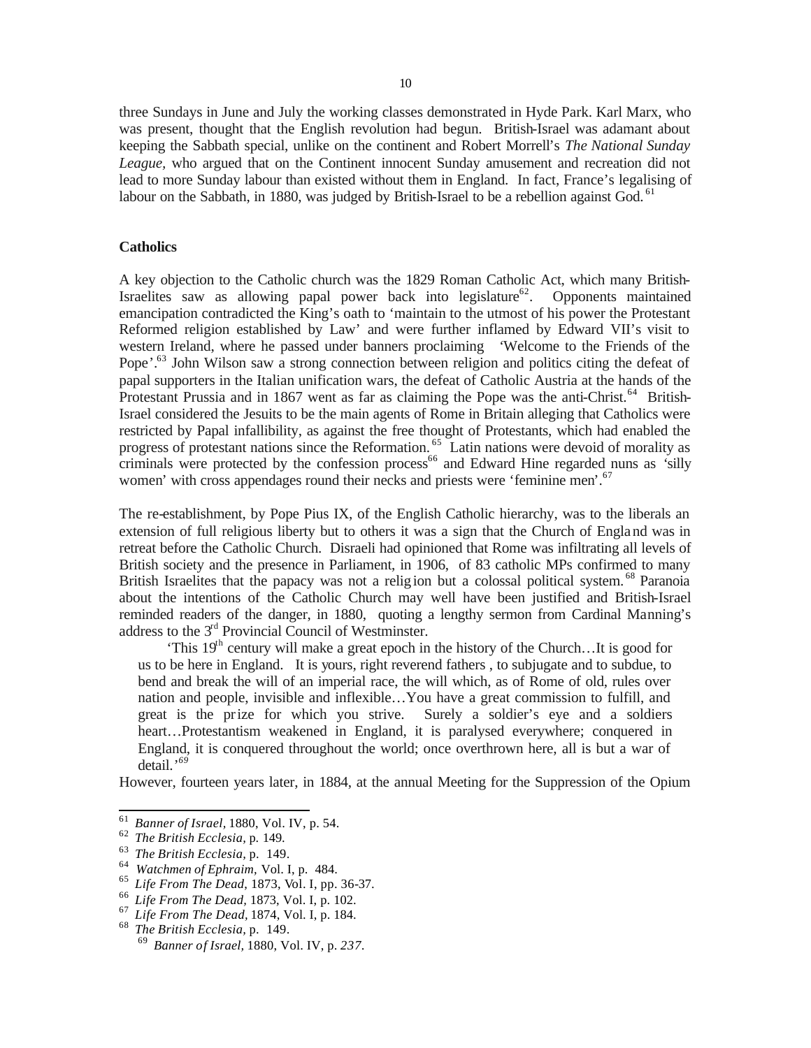three Sundays in June and July the working classes demonstrated in Hyde Park. Karl Marx, who was present, thought that the English revolution had begun. British-Israel was adamant about keeping the Sabbath special, unlike on the continent and Robert Morrell's *The National Sunday League*, who argued that on the Continent innocent Sunday amusement and recreation did not lead to more Sunday labour than existed without them in England. In fact, France's legalising of labour on the Sabbath, in 1880, was judged by British-Israel to be a rebellion against God.[61]

**Catholics**

A key objection to the Catholic church was the 1829 Roman Catholic Act, which many British-Israelites saw as allowing papal power back into legislature[62]. Opponents maintained emancipation contradicted the King's oath to 'maintain to the utmost of his power the Protestant Reformed religion established by Law' and were further inflamed by Edward VII's visit to western Ireland, where he passed under banners proclaiming 'Welcome to the Friends of the Pope'.[63] John Wilson saw a strong connection between religion and politics citing the defeat of papal supporters in the Italian unification wars, the defeat of Catholic Austria at the hands of the Protestant Prussia and in 1867 went as far as claiming the Pope was the anti-Christ.[64] British-Israel considered the Jesuits to be the main agents of Rome in Britain alleging that Catholics were restricted by Papal infallibility, as against the free thought of Protestants, which had enabled the progress of protestant nations since the Reformation.[65] Latin nations were devoid of morality as criminals were protected by the confession process[66] and Edward Hine regarded nuns as 'silly women' with cross appendages round their necks and priests were 'feminine men'.[67]

The re-establishment, by Pope Pius IX, of the English Catholic hierarchy, was to the liberals an extension of full religious liberty but to others it was a sign that the Church of England was in retreat before the Catholic Church. Disraeli had opinioned that Rome was infiltrating all levels of British society and the presence in Parliament, in 1906, of 83 catholic MPs confirmed to many British Israelites that the papacy was not a religion but a colossal political system.[68] Paranoia about the intentions of the Catholic Church may well have been justified and British-Israel reminded readers of the danger, in 1880, quoting a lengthy sermon from Cardinal Manning's address to the 3rd Provincial Council of Westminster.

> 'This 19th century will make a great epoch in the history of the Church…It is good for us to be here in England. It is yours, right reverend fathers , to subjugate and to subdue, to bend and break the will of an imperial race, the will which, as of Rome of old, rules over nation and people, invisible and inflexible…You have a great commission to fulfill, and great is the prize for which you strive. Surely a soldier's eye and a soldiers heart…Protestantism weakened in England, it is paralysed everywhere; conquered in England, it is conquered throughout the world; once overthrown here, all is but a war of detail.'[69]

However, fourteen years later, in 1884, at the annual Meeting for the Suppression of the Opium

---

[61] *Banner of Israel*, 1880, Vol. IV, p. 54.
[62] *The British Ecclesia*, p. 149.
[63] *The British Ecclesia*, p. 149.
[64] *Watchmen of Ephraim*, Vol. I, p. 484.
[65] *Life From The Dead*, 1873, Vol. I, pp. 36-37.
[66] *Life From The Dead*, 1873, Vol. I, p. 102.
[67] *Life From The Dead*, 1874, Vol. I, p. 184.
[68] *The British Ecclesia*, p. 149.
[69] *Banner of Israel*, 1880, Vol. IV, p. *237*.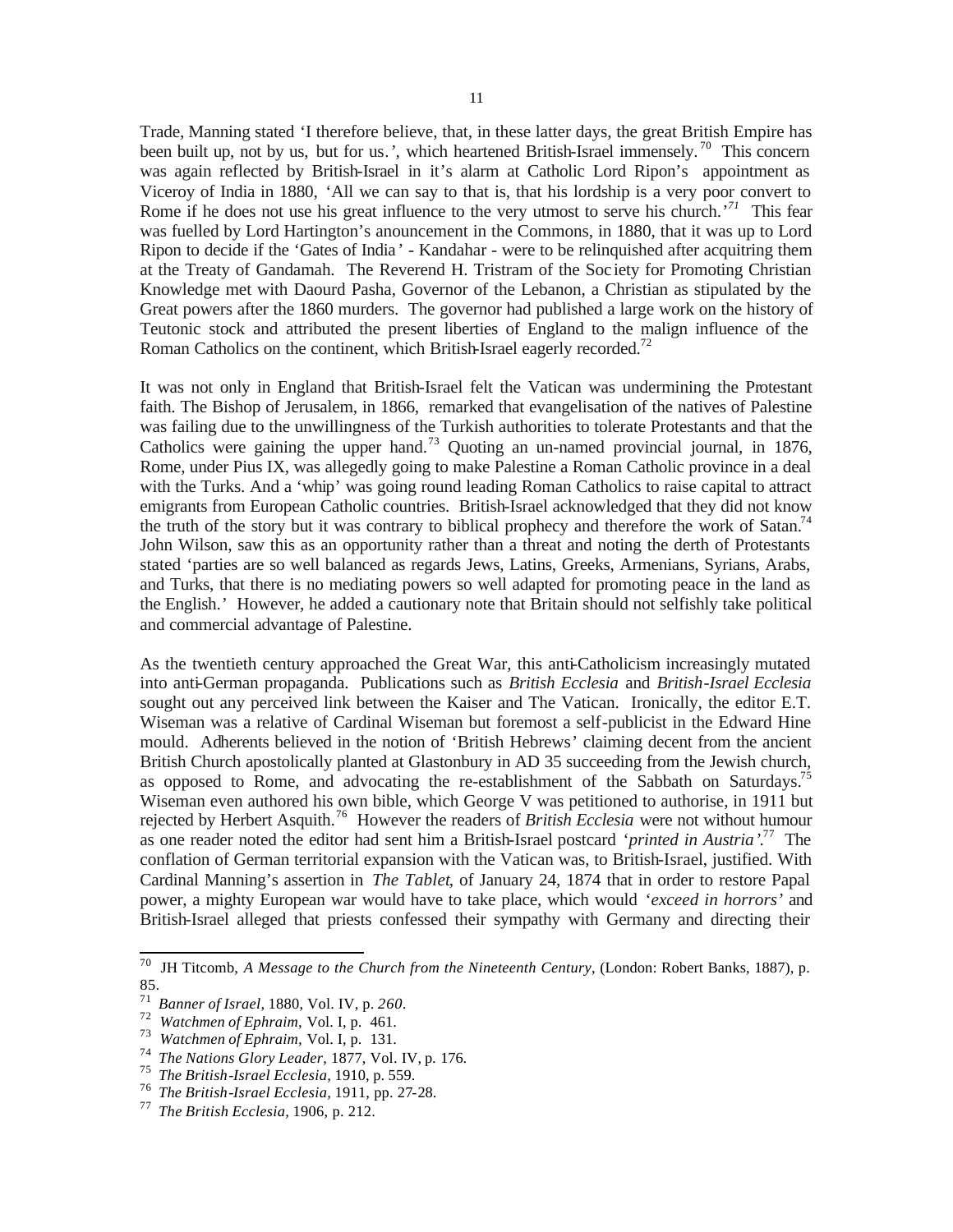Trade, Manning stated 'I therefore believe, that, in these latter days, the great British Empire has been built up, not by us, but for us.', which heartened British-Israel immensely.[70] This concern was again reflected by British-Israel in it's alarm at Catholic Lord Ripon's appointment as Viceroy of India in 1880, 'All we can say to that is, that his lordship is a very poor convert to Rome if he does not use his great influence to the very utmost to serve his church.'[71] This fear was fuelled by Lord Hartington's anouncement in the Commons, in 1880, that it was up to Lord Ripon to decide if the 'Gates of India' - Kandahar - were to be relinquished after acquitring them at the Treaty of Gandamah. The Reverend H. Tristram of the Society for Promoting Christian Knowledge met with Daourd Pasha, Governor of the Lebanon, a Christian as stipulated by the Great powers after the 1860 murders. The governor had published a large work on the history of Teutonic stock and attributed the present liberties of England to the malign influence of the Roman Catholics on the continent, which British-Israel eagerly recorded.[72]

It was not only in England that British-Israel felt the Vatican was undermining the Protestant faith. The Bishop of Jerusalem, in 1866, remarked that evangelisation of the natives of Palestine was failing due to the unwillingness of the Turkish authorities to tolerate Protestants and that the Catholics were gaining the upper hand.[73] Quoting an un-named provincial journal, in 1876, Rome, under Pius IX, was allegedly going to make Palestine a Roman Catholic province in a deal with the Turks. And a 'whip' was going round leading Roman Catholics to raise capital to attract emigrants from European Catholic countries. British-Israel acknowledged that they did not know the truth of the story but it was contrary to biblical prophecy and therefore the work of Satan.[74] John Wilson, saw this as an opportunity rather than a threat and noting the derth of Protestants stated 'parties are so well balanced as regards Jews, Latins, Greeks, Armenians, Syrians, Arabs, and Turks, that there is no mediating powers so well adapted for promoting peace in the land as the English.' However, he added a cautionary note that Britain should not selfishly take political and commercial advantage of Palestine.

As the twentieth century approached the Great War, this anti-Catholicism increasingly mutated into anti-German propaganda. Publications such as *British Ecclesia* and *British-Israel Ecclesia* sought out any perceived link between the Kaiser and The Vatican. Ironically, the editor E.T. Wiseman was a relative of Cardinal Wiseman but foremost a self-publicist in the Edward Hine mould. Adherents believed in the notion of 'British Hebrews' claiming decent from the ancient British Church apostolically planted at Glastonbury in AD 35 succeeding from the Jewish church, as opposed to Rome, and advocating the re-establishment of the Sabbath on Saturdays.[75] Wiseman even authored his own bible, which George V was petitioned to authorise, in 1911 but rejected by Herbert Asquith.[76] However the readers of *British Ecclesia* were not without humour as one reader noted the editor had sent him a British-Israel postcard '*printed in Austria*'.[77] The conflation of German territorial expansion with the Vatican was, to British-Israel, justified. With Cardinal Manning's assertion in *The Tablet*, of January 24, 1874 that in order to restore Papal power, a mighty European war would have to take place, which would '*exceed in horrors'* and British-Israel alleged that priests confessed their sympathy with Germany and directing their

---

[70] JH Titcomb, *A Message to the Church from the Nineteenth Century*, (London: Robert Banks, 1887), p. 85.

[71] *Banner of Israel,* 1880, Vol. IV, p. *260*.

[72] *Watchmen of Ephraim,* Vol. I, p. 461.

[73] *Watchmen of Ephraim,* Vol. I, p. 131.

[74] *The Nations Glory Leader*, 1877, Vol. IV, p. 176.

[75] *The British-Israel Ecclesia,* 1910, p. 559.

[76] *The British-Israel Ecclesia,* 1911, pp. 27-28.

[77] *The British Ecclesia,* 1906, p. 212.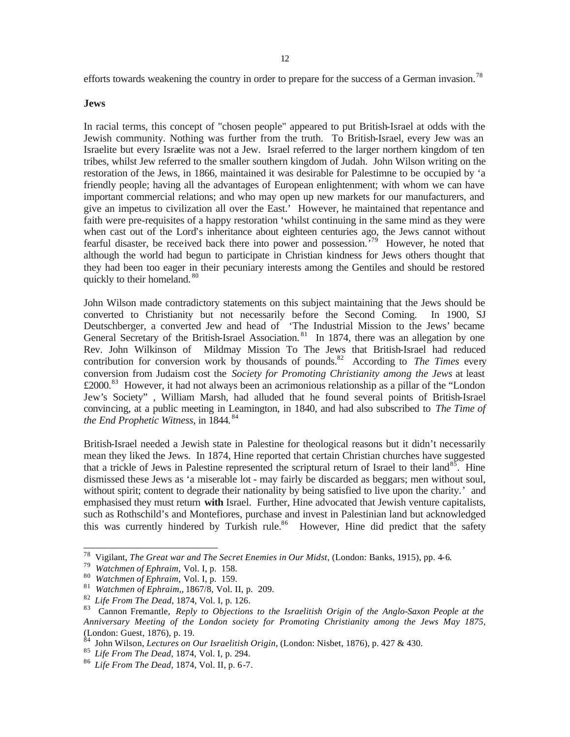efforts towards weakening the country in order to prepare for the success of a German invasion.[78]

**Jews**

In racial terms, this concept of "chosen people" appeared to put British-Israel at odds with the Jewish community. Nothing was further from the truth. To British-Israel, every Jew was an Israelite but every Israelite was not a Jew. Israel referred to the larger northern kingdom of ten tribes, whilst Jew referred to the smaller southern kingdom of Judah. John Wilson writing on the restoration of the Jews, in 1866, maintained it was desirable for Palestimne to be occupied by 'a friendly people; having all the advantages of European enlightenment; with whom we can have important commercial relations; and who may open up new markets for our manufacturers, and give an impetus to civilization all over the East.' However, he maintained that repentance and faith were pre-requisites of a happy restoration 'whilst continuing in the same mind as they were when cast out of the Lord's inheritance about eighteen centuries ago, the Jews cannot without fearful disaster, be received back there into power and possession.'[79] However, he noted that although the world had begun to participate in Christian kindness for Jews others thought that they had been too eager in their pecuniary interests among the Gentiles and should be restored quickly to their homeland.[80]

John Wilson made contradictory statements on this subject maintaining that the Jews should be converted to Christianity but not necessarily before the Second Coming. In 1900, SJ Deutschberger, a converted Jew and head of 'The Industrial Mission to the Jews' became General Secretary of the British-Israel Association.[81] In 1874, there was an allegation by one Rev. John Wilkinson of Mildmay Mission To The Jews that British-Israel had reduced contribution for conversion work by thousands of pounds.[82] According to *The Times* every conversion from Judaism cost the *Society for Promoting Christianity among the Jews* at least £2000.[83] However, it had not always been an acrimonious relationship as a pillar of the "London Jew's Society" , William Marsh, had alluded that he found several points of British-Israel convincing, at a public meeting in Leamington, in 1840, and had also subscribed to *The Time of the End Prophetic Witness*, in 1844.[84]

British-Israel needed a Jewish state in Palestine for theological reasons but it didn't necessarily mean they liked the Jews. In 1874, Hine reported that certain Christian churches have suggested that a trickle of Jews in Palestine represented the scriptural return of Israel to their land[85]. Hine dismissed these Jews as 'a miserable lot - may fairly be discarded as beggars; men without soul, without spirit; content to degrade their nationality by being satisfied to live upon the charity.' and emphasised they must return **with** Israel. Further, Hine advocated that Jewish venture capitalists, such as Rothschild's and Montefiores, purchase and invest in Palestinian land but acknowledged this was currently hindered by Turkish rule.[86] However, Hine did predict that the safety

---

[78] Vigilant, *The Great war and The Secret Enemies in Our Midst*, (London: Banks, 1915), pp. 4-6.

[79] *Watchmen of Ephraim*, Vol. I, p. 158.

[80] *Watchmen of Ephraim*, Vol. I, p. 159.

[81] *Watchmen of Ephraim*,, 1867/8, Vol. II, p. 209.

[82] *Life From The Dead*, 1874, Vol. I, p. 126.

[83] Cannon Fremantle, *Reply to Objections to the Israelitish Origin of the Anglo-Saxon People at the Anniversary Meeting of the London society for Promoting Christianity among the Jews May 1875*, (London: Guest, 1876), p. 19.

[84] John Wilson, *Lectures on Our Israelitish Origin*, (London: Nisbet, 1876), p. 427 & 430.

[85] *Life From The Dead*, 1874, Vol. I, p. 294.

[86] *Life From The Dead*, 1874, Vol. II, p. 6-7.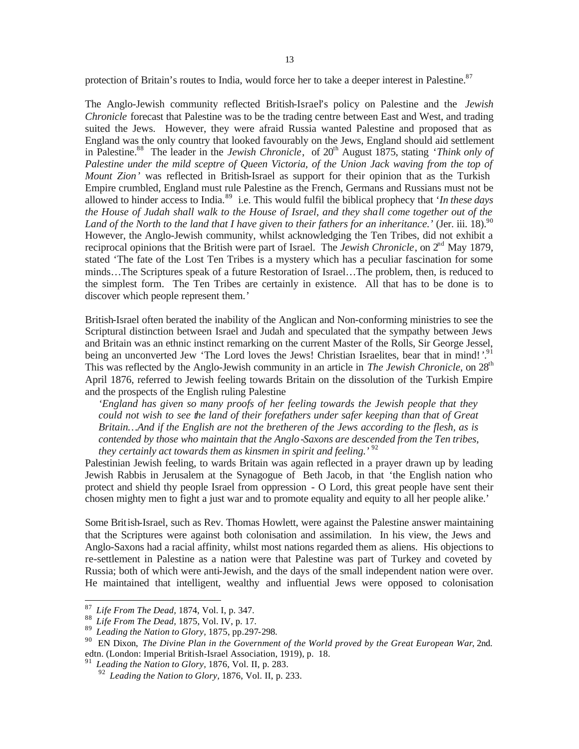protection of Britain's routes to India, would force her to take a deeper interest in Palestine.[87]

The Anglo-Jewish community reflected British-Israel's policy on Palestine and the *Jewish Chronicle* forecast that Palestine was to be the trading centre between East and West, and trading suited the Jews. However, they were afraid Russia wanted Palestine and proposed that as England was the only country that looked favourably on the Jews, England should aid settlement in Palestine.[88] The leader in the *Jewish Chronicle*, of 20th August 1875, stating '*Think only of Palestine under the mild sceptre of Queen Victoria, of the Union Jack waving from the top of Mount Zion'* was reflected in British-Israel as support for their opinion that as the Turkish Empire crumbled, England must rule Palestine as the French, Germans and Russians must not be allowed to hinder access to India.[89] i.e. This would fulfil the biblical prophecy that '*In these days the House of Judah shall walk to the House of Israel, and they shall come together out of the Land of the North to the land that I have given to their fathers for an inheritance.'* (Jer. iii. 18).[90] However, the Anglo-Jewish community, whilst acknowledging the Ten Tribes, did not exhibit a reciprocal opinions that the British were part of Israel. The *Jewish Chronicle*, on 2nd May 1879, stated 'The fate of the Lost Ten Tribes is a mystery which has a peculiar fascination for some minds…The Scriptures speak of a future Restoration of Israel…The problem, then, is reduced to the simplest form. The Ten Tribes are certainly in existence. All that has to be done is to discover which people represent them.'

British-Israel often berated the inability of the Anglican and Non-conforming ministries to see the Scriptural distinction between Israel and Judah and speculated that the sympathy between Jews and Britain was an ethnic instinct remarking on the current Master of the Rolls, Sir George Jessel, being an unconverted Jew 'The Lord loves the Jews! Christian Israelites, bear that in mind!'.[91] This was reflected by the Anglo-Jewish community in an article in *The Jewish Chronicle,* on 28th April 1876, referred to Jewish feeling towards Britain on the dissolution of the Turkish Empire and the prospects of the English ruling Palestine

> *'England has given so many proofs of her feeling towards the Jewish people that they could not wish to see the land of their forefathers under safer keeping than that of Great Britain…And if the English are not the bretheren of the Jews according to the flesh, as is contended by those who maintain that the Anglo-Saxons are descended from the Ten tribes, they certainly act towards them as kinsmen in spirit and feeling.'* [92]

Palestinian Jewish feeling, to wards Britain was again reflected in a prayer drawn up by leading Jewish Rabbis in Jerusalem at the Synagogue of Beth Jacob, in that 'the English nation who protect and shield thy people Israel from oppression - O Lord, this great people have sent their chosen mighty men to fight a just war and to promote equality and equity to all her people alike.'

Some British-Israel, such as Rev. Thomas Howlett, were against the Palestine answer maintaining that the Scriptures were against both colonisation and assimilation. In his view, the Jews and Anglo-Saxons had a racial affinity, whilst most nations regarded them as aliens. His objections to re-settlement in Palestine as a nation were that Palestine was part of Turkey and coveted by Russia; both of which were anti-Jewish, and the days of the small independent nation were over. He maintained that intelligent, wealthy and influential Jews were opposed to colonisation

---

[87] *Life From The Dead,* 1874, Vol. I, p. 347.

[88] *Life From The Dead,* 1875, Vol. IV, p. 17.

[89] *Leading the Nation to Glory,* 1875, pp.297-298.

[90] EN Dixon, *The Divine Plan in the Government of the World proved by the Great European War*, 2nd. edtn. (London: Imperial British-Israel Association, 1919), p. 18.

[91] *Leading the Nation to Glory,* 1876, Vol. II, p. 283.

[92] *Leading the Nation to Glory,* 1876, Vol. II, p. 233.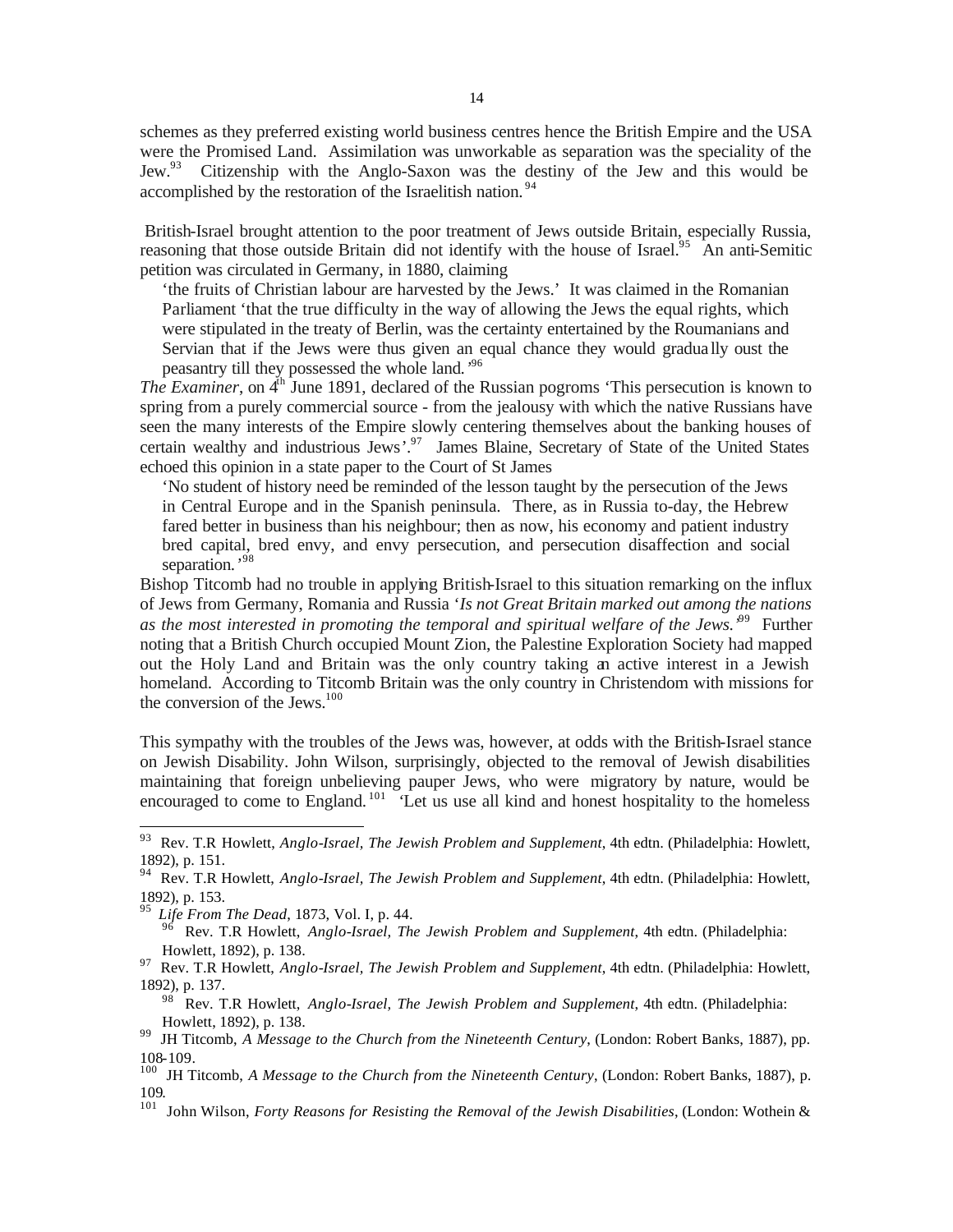schemes as they preferred existing world business centres hence the British Empire and the USA were the Promised Land. Assimilation was unworkable as separation was the speciality of the Jew.[93] Citizenship with the Anglo-Saxon was the destiny of the Jew and this would be accomplished by the restoration of the Israelitish nation.[94]

British-Israel brought attention to the poor treatment of Jews outside Britain, especially Russia, reasoning that those outside Britain did not identify with the house of Israel.[95] An anti-Semitic petition was circulated in Germany, in 1880, claiming

> 'the fruits of Christian labour are harvested by the Jews.' It was claimed in the Romanian Parliament 'that the true difficulty in the way of allowing the Jews the equal rights, which were stipulated in the treaty of Berlin, was the certainty entertained by the Roumanians and Servian that if the Jews were thus given an equal chance they would gradually oust the peasantry till they possessed the whole land.'[96]

*The Examiner*, on 4th June 1891, declared of the Russian pogroms 'This persecution is known to spring from a purely commercial source - from the jealousy with which the native Russians have seen the many interests of the Empire slowly centering themselves about the banking houses of certain wealthy and industrious Jews'.[97] James Blaine, Secretary of State of the United States echoed this opinion in a state paper to the Court of St James

> 'No student of history need be reminded of the lesson taught by the persecution of the Jews in Central Europe and in the Spanish peninsula. There, as in Russia to-day, the Hebrew fared better in business than his neighbour; then as now, his economy and patient industry bred capital, bred envy, and envy persecution, and persecution disaffection and social separation.'[98]

Bishop Titcomb had no trouble in applying British-Israel to this situation remarking on the influx of Jews from Germany, Romania and Russia '*Is not Great Britain marked out among the nations as the most interested in promoting the temporal and spiritual welfare of the Jews.*'[99] Further noting that a British Church occupied Mount Zion, the Palestine Exploration Society had mapped out the Holy Land and Britain was the only country taking an active interest in a Jewish homeland. According to Titcomb Britain was the only country in Christendom with missions for the conversion of the Jews.[100]

This sympathy with the troubles of the Jews was, however, at odds with the British-Israel stance on Jewish Disability. John Wilson, surprisingly, objected to the removal of Jewish disabilities maintaining that foreign unbelieving pauper Jews, who were migratory by nature, would be encouraged to come to England.[101] 'Let us use all kind and honest hospitality to the homeless

---

[93] Rev. T.R Howlett, *Anglo-Israel, The Jewish Problem and Supplement*, 4th edtn. (Philadelphia: Howlett, 1892), p. 151.

[94] Rev. T.R Howlett, *Anglo-Israel, The Jewish Problem and Supplement*, 4th edtn. (Philadelphia: Howlett, 1892), p. 153.

[95] *Life From The Dead*, 1873, Vol. I, p. 44.

[96] Rev. T.R Howlett, *Anglo-Israel, The Jewish Problem and Supplement*, 4th edtn. (Philadelphia: Howlett, 1892), p. 138.

[97] Rev. T.R Howlett, *Anglo-Israel, The Jewish Problem and Supplement*, 4th edtn. (Philadelphia: Howlett, 1892), p. 137.

[98] Rev. T.R Howlett, *Anglo-Israel, The Jewish Problem and Supplement*, 4th edtn. (Philadelphia: Howlett, 1892), p. 138.

[99] JH Titcomb, *A Message to the Church from the Nineteenth Century*, (London: Robert Banks, 1887), pp. 108-109.

[100] JH Titcomb, *A Message to the Church from the Nineteenth Century*, (London: Robert Banks, 1887), p. 109.

[101] John Wilson, *Forty Reasons for Resisting the Removal of the Jewish Disabilities*, (London: Wothein &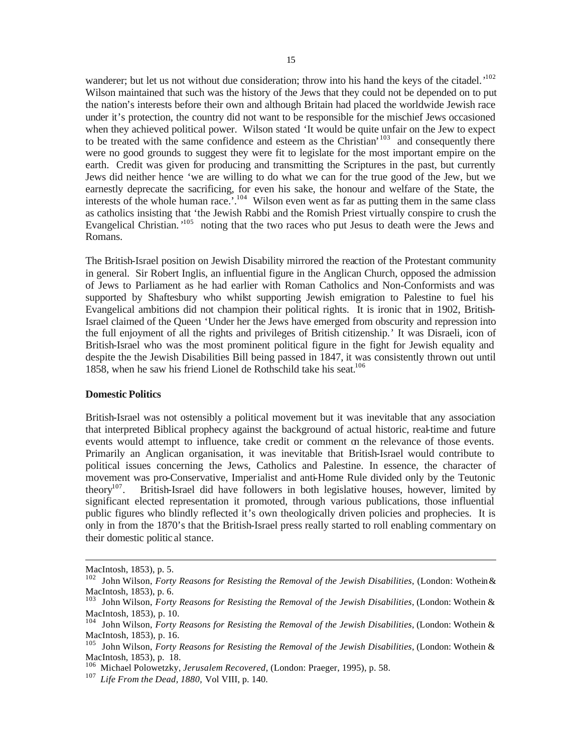wanderer; but let us not without due consideration; throw into his hand the keys of the citadel.'[102] Wilson maintained that such was the history of the Jews that they could not be depended on to put the nation's interests before their own and although Britain had placed the worldwide Jewish race under it's protection, the country did not want to be responsible for the mischief Jews occasioned when they achieved political power. Wilson stated 'It would be quite unfair on the Jew to expect to be treated with the same confidence and esteem as the Christian'[103] and consequently there were no good grounds to suggest they were fit to legislate for the most important empire on the earth. Credit was given for producing and transmitting the Scriptures in the past, but currently Jews did neither hence 'we are willing to do what we can for the true good of the Jew, but we earnestly deprecate the sacrificing, for even his sake, the honour and welfare of the State, the interests of the whole human race.'.[104] Wilson even went as far as putting them in the same class as catholics insisting that 'the Jewish Rabbi and the Romish Priest virtually conspire to crush the Evangelical Christian.'[105] noting that the two races who put Jesus to death were the Jews and Romans.

The British-Israel position on Jewish Disability mirrored the reaction of the Protestant community in general. Sir Robert Inglis, an influential figure in the Anglican Church, opposed the admission of Jews to Parliament as he had earlier with Roman Catholics and Non-Conformists and was supported by Shaftesbury who whilst supporting Jewish emigration to Palestine to fuel his Evangelical ambitions did not champion their political rights. It is ironic that in 1902, British-Israel claimed of the Queen 'Under her the Jews have emerged from obscurity and repression into the full enjoyment of all the rights and privileges of British citizenship.' It was Disraeli, icon of British-Israel who was the most prominent political figure in the fight for Jewish equality and despite the the Jewish Disabilities Bill being passed in 1847, it was consistently thrown out until 1858, when he saw his friend Lionel de Rothschild take his seat.[106]

**Domestic Politics**

British-Israel was not ostensibly a political movement but it was inevitable that any association that interpreted Biblical prophecy against the background of actual historic, real-time and future events would attempt to influence, take credit or comment on the relevance of those events. Primarily an Anglican organisation, it was inevitable that British-Israel would contribute to political issues concerning the Jews, Catholics and Palestine. In essence, the character of movement was pro-Conservative, Imperialist and anti-Home Rule divided only by the Teutonic theory[107]. British-Israel did have followers in both legislative houses, however, limited by significant elected representation it promoted, through various publications, those influential public figures who blindly reflected it's own theologically driven policies and prophecies. It is only in from the 1870's that the British-Israel press really started to roll enabling commentary on their domestic political stance.

---

MacIntosh, 1853), p. 5.

[102] John Wilson, *Forty Reasons for Resisting the Removal of the Jewish Disabilities*, (London: Wothein & MacIntosh, 1853), p. 6.

[103] John Wilson, *Forty Reasons for Resisting the Removal of the Jewish Disabilities*, (London: Wothein & MacIntosh, 1853), p. 10.

[104] John Wilson, *Forty Reasons for Resisting the Removal of the Jewish Disabilities*, (London: Wothein & MacIntosh, 1853), p. 16.

[105] John Wilson, *Forty Reasons for Resisting the Removal of the Jewish Disabilities*, (London: Wothein & MacIntosh, 1853), p. 18.

[106] Michael Polowetzky, *Jerusalem Recovered*, (London: Praeger, 1995), p. 58.

[107] *Life From the Dead, 1880,* Vol VIII, p. 140.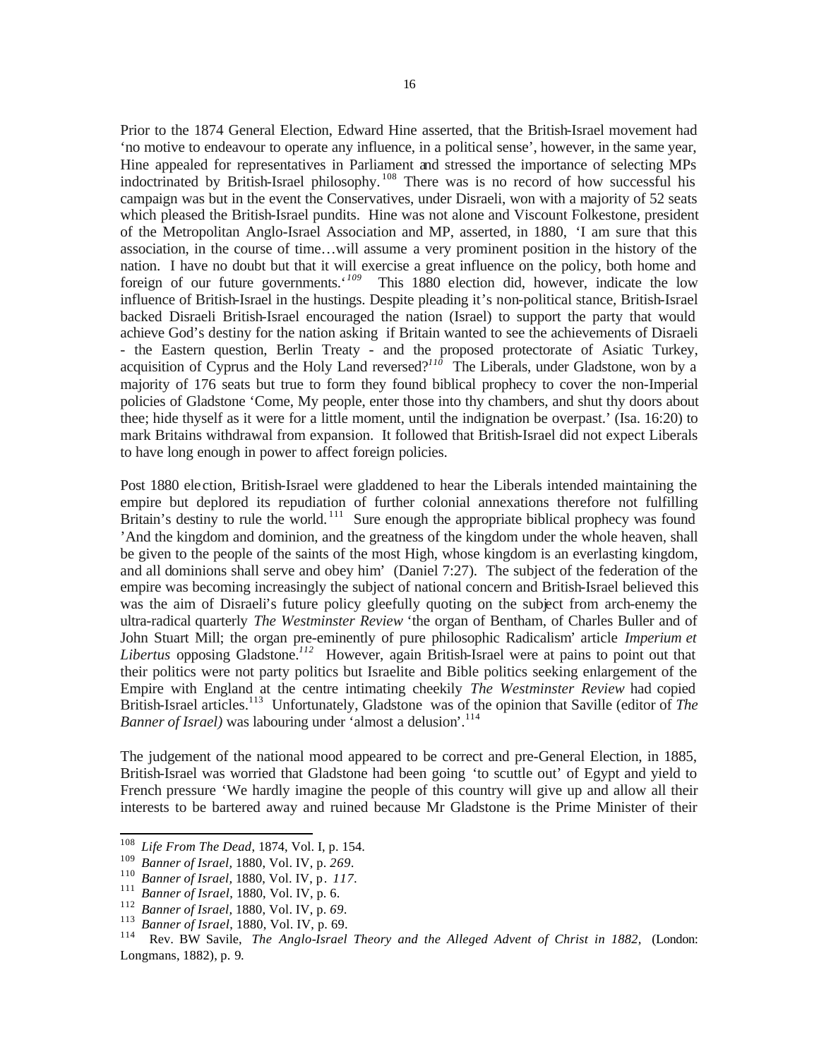Prior to the 1874 General Election, Edward Hine asserted, that the British-Israel movement had 'no motive to endeavour to operate any influence, in a political sense', however, in the same year, Hine appealed for representatives in Parliament and stressed the importance of selecting MPs indoctrinated by British-Israel philosophy.[108] There was is no record of how successful his campaign was but in the event the Conservatives, under Disraeli, won with a majority of 52 seats which pleased the British-Israel pundits. Hine was not alone and Viscount Folkestone, president of the Metropolitan Anglo-Israel Association and MP, asserted, in 1880, 'I am sure that this association, in the course of time…will assume a very prominent position in the history of the nation. I have no doubt but that it will exercise a great influence on the policy, both home and foreign of our future governments.'[109] This 1880 election did, however, indicate the low influence of British-Israel in the hustings. Despite pleading it's non-political stance, British-Israel backed Disraeli British-Israel encouraged the nation (Israel) to support the party that would achieve God's destiny for the nation asking if Britain wanted to see the achievements of Disraeli - the Eastern question, Berlin Treaty - and the proposed protectorate of Asiatic Turkey, acquisition of Cyprus and the Holy Land reversed?[110] The Liberals, under Gladstone, won by a majority of 176 seats but true to form they found biblical prophecy to cover the non-Imperial policies of Gladstone 'Come, My people, enter those into thy chambers, and shut thy doors about thee; hide thyself as it were for a little moment, until the indignation be overpast.' (Isa. 16:20) to mark Britains withdrawal from expansion. It followed that British-Israel did not expect Liberals to have long enough in power to affect foreign policies.

Post 1880 election, British-Israel were gladdened to hear the Liberals intended maintaining the empire but deplored its repudiation of further colonial annexations therefore not fulfilling Britain's destiny to rule the world.[111] Sure enough the appropriate biblical prophecy was found 'And the kingdom and dominion, and the greatness of the kingdom under the whole heaven, shall be given to the people of the saints of the most High, whose kingdom is an everlasting kingdom, and all dominions shall serve and obey him' (Daniel 7:27). The subject of the federation of the empire was becoming increasingly the subject of national concern and British-Israel believed this was the aim of Disraeli's future policy gleefully quoting on the subject from arch-enemy the ultra-radical quarterly *The Westminster Review* 'the organ of Bentham, of Charles Buller and of John Stuart Mill; the organ pre-eminently of pure philosophic Radicalism' article *Imperium et Libertus* opposing Gladstone.[112] However, again British-Israel were at pains to point out that their politics were not party politics but Israelite and Bible politics seeking enlargement of the Empire with England at the centre intimating cheekily *The Westminster Review* had copied British-Israel articles.[113] Unfortunately, Gladstone was of the opinion that Saville (editor of *The Banner of Israel)* was labouring under 'almost a delusion'.[114]

The judgement of the national mood appeared to be correct and pre-General Election, in 1885, British-Israel was worried that Gladstone had been going 'to scuttle out' of Egypt and yield to French pressure 'We hardly imagine the people of this country will give up and allow all their interests to be bartered away and ruined because Mr Gladstone is the Prime Minister of their

---

108 *Life From The Dead*, 1874, Vol. I, p. 154.

109 *Banner of Israel*, 1880, Vol. IV, p. *269*.

110 *Banner of Israel*, 1880, Vol. IV, p. *117*.

111 *Banner of Israel*, 1880, Vol. IV, p. 6.

112 *Banner of Israel*, 1880, Vol. IV, p. *69*.

113 *Banner of Israel*, 1880, Vol. IV, p. 69.

114 Rev. BW Savile, *The Anglo-Israel Theory and the Alleged Advent of Christ in 1882*, (London: Longmans, 1882), p. 9.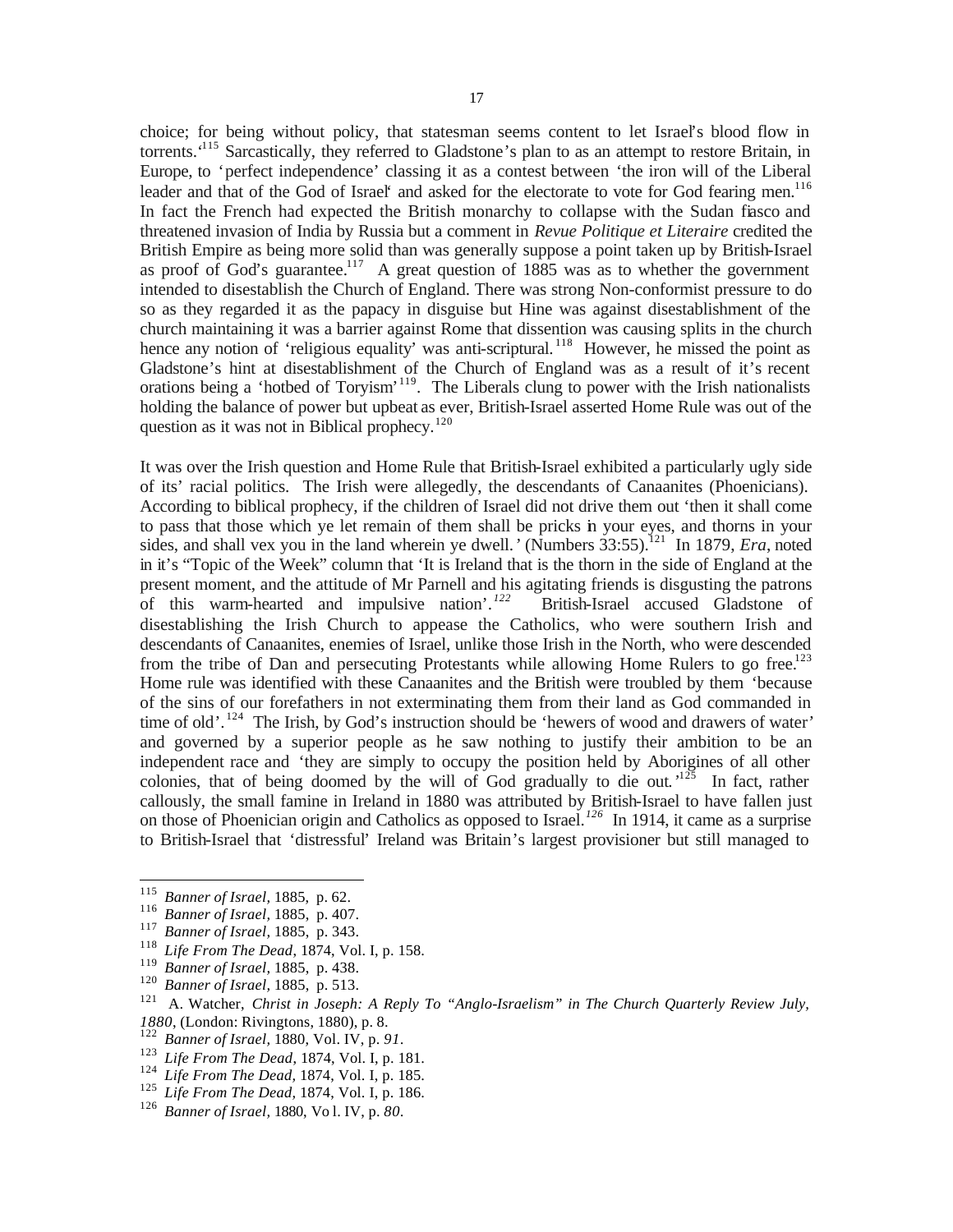choice; for being without policy, that statesman seems content to let Israel's blood flow in torrents.'[115] Sarcastically, they referred to Gladstone's plan to as an attempt to restore Britain, in Europe, to 'perfect independence' classing it as a contest between 'the iron will of the Liberal leader and that of the God of Israel' and asked for the electorate to vote for God fearing men.[116] In fact the French had expected the British monarchy to collapse with the Sudan fiasco and threatened invasion of India by Russia but a comment in *Revue Politique et Literaire* credited the British Empire as being more solid than was generally suppose a point taken up by British-Israel as proof of God's guarantee.[117] A great question of 1885 was as to whether the government intended to disestablish the Church of England. There was strong Non-conformist pressure to do so as they regarded it as the papacy in disguise but Hine was against disestablishment of the church maintaining it was a barrier against Rome that dissention was causing splits in the church hence any notion of 'religious equality' was anti-scriptural.[118] However, he missed the point as Gladstone's hint at disestablishment of the Church of England was as a result of it's recent orations being a 'hotbed of Toryism'[119]. The Liberals clung to power with the Irish nationalists holding the balance of power but upbeat as ever, British-Israel asserted Home Rule was out of the question as it was not in Biblical prophecy.[120]

It was over the Irish question and Home Rule that British-Israel exhibited a particularly ugly side of its' racial politics. The Irish were allegedly, the descendants of Canaanites (Phoenicians). According to biblical prophecy, if the children of Israel did not drive them out 'then it shall come to pass that those which ye let remain of them shall be pricks in your eyes, and thorns in your sides, and shall vex you in the land wherein ye dwell.' (Numbers 33:55).[121] In 1879, *Era*, noted in it's "Topic of the Week" column that 'It is Ireland that is the thorn in the side of England at the present moment, and the attitude of Mr Parnell and his agitating friends is disgusting the patrons of this warm-hearted and impulsive nation'.[122] British-Israel accused Gladstone of disestablishing the Irish Church to appease the Catholics, who were southern Irish and descendants of Canaanites, enemies of Israel, unlike those Irish in the North, who were descended from the tribe of Dan and persecuting Protestants while allowing Home Rulers to go free.[123] Home rule was identified with these Canaanites and the British were troubled by them 'because of the sins of our forefathers in not exterminating them from their land as God commanded in time of old'.[124] The Irish, by God's instruction should be 'hewers of wood and drawers of water' and governed by a superior people as he saw nothing to justify their ambition to be an independent race and 'they are simply to occupy the position held by Aborigines of all other colonies, that of being doomed by the will of God gradually to die out.'[125] In fact, rather callously, the small famine in Ireland in 1880 was attributed by British-Israel to have fallen just on those of Phoenician origin and Catholics as opposed to Israel.[126] In 1914, it came as a surprise to British-Israel that 'distressful' Ireland was Britain's largest provisioner but still managed to

---

[115] *Banner of Israel,* 1885, p. 62.
[116] *Banner of Israel,* 1885, p. 407.
[117] *Banner of Israel,* 1885, p. 343.
[118] *Life From The Dead,* 1874, Vol. I, p. 158.
[119] *Banner of Israel,* 1885, p. 438.
[120] *Banner of Israel,* 1885, p. 513.
[121] A. Watcher, *Christ in Joseph: A Reply To "Anglo-Israelism" in The Church Quarterly Review July, 1880*, (London: Rivingtons, 1880), p. 8.
[122] *Banner of Israel,* 1880, Vol. IV, p. *91*.
[123] *Life From The Dead,* 1874, Vol. I, p. 181.
[124] *Life From The Dead,* 1874, Vol. I, p. 185.
[125] *Life From The Dead,* 1874, Vol. I, p. 186.
[126] *Banner of Israel,* 1880, Vol. IV, p. *80*.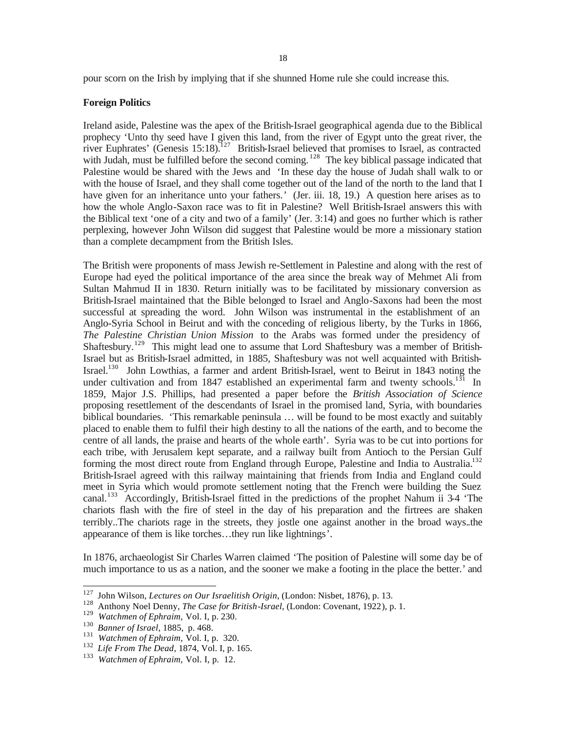pour scorn on the Irish by implying that if she shunned Home rule she could increase this.

**Foreign Politics**

Ireland aside, Palestine was the apex of the British-Israel geographical agenda due to the Biblical prophecy 'Unto thy seed have I given this land, from the river of Egypt unto the great river, the river Euphrates' (Genesis 15:18).[127] British-Israel believed that promises to Israel, as contracted with Judah, must be fulfilled before the second coming.[128] The key biblical passage indicated that Palestine would be shared with the Jews and 'In these day the house of Judah shall walk to or with the house of Israel, and they shall come together out of the land of the north to the land that I have given for an inheritance unto your fathers.' (Jer. iii. 18, 19.) A question here arises as to how the whole Anglo-Saxon race was to fit in Palestine? Well British-Israel answers this with the Biblical text 'one of a city and two of a family' (Jer. 3:14) and goes no further which is rather perplexing, however John Wilson did suggest that Palestine would be more a missionary station than a complete decampment from the British Isles.

The British were proponents of mass Jewish re-Settlement in Palestine and along with the rest of Europe had eyed the political importance of the area since the break way of Mehmet Ali from Sultan Mahmud II in 1830. Return initially was to be facilitated by missionary conversion as British-Israel maintained that the Bible belonged to Israel and Anglo-Saxons had been the most successful at spreading the word. John Wilson was instrumental in the establishment of an Anglo-Syria School in Beirut and with the conceding of religious liberty, by the Turks in 1866, *The Palestine Christian Union Mission* to the Arabs was formed under the presidency of Shaftesbury.[129] This might lead one to assume that Lord Shaftesbury was a member of British-Israel but as British-Israel admitted, in 1885, Shaftesbury was not well acquainted with British-Israel.[130] John Lowthias, a farmer and ardent British-Israel, went to Beirut in 1843 noting the under cultivation and from 1847 established an experimental farm and twenty schools.[131] In 1859, Major J.S. Phillips, had presented a paper before the *British Association of Science* proposing resettlement of the descendants of Israel in the promised land, Syria, with boundaries biblical boundaries. 'This remarkable peninsula … will be found to be most exactly and suitably placed to enable them to fulfil their high destiny to all the nations of the earth, and to become the centre of all lands, the praise and hearts of the whole earth'. Syria was to be cut into portions for each tribe, with Jerusalem kept separate, and a railway built from Antioch to the Persian Gulf forming the most direct route from England through Europe, Palestine and India to Australia.[132] British-Israel agreed with this railway maintaining that friends from India and England could meet in Syria which would promote settlement noting that the French were building the Suez canal.[133] Accordingly, British-Israel fitted in the predictions of the prophet Nahum ii 3-4 'The chariots flash with the fire of steel in the day of his preparation and the firtrees are shaken terribly..The chariots rage in the streets, they jostle one against another in the broad ways..the appearance of them is like torches…they run like lightnings'.

In 1876, archaeologist Sir Charles Warren claimed 'The position of Palestine will some day be of much importance to us as a nation, and the sooner we make a footing in the place the better.' and

---

[127] John Wilson, *Lectures on Our Israelitish Origin*, (London: Nisbet, 1876), p. 13.

[128] Anthony Noel Denny, *The Case for British-Israel*, (London: Covenant, 1922), p. 1.

[129] *Watchmen of Ephraim*, Vol. I, p. 230.

[130] *Banner of Israel*, 1885, p. 468.

[131] *Watchmen of Ephraim*, Vol. I, p. 320.

[132] *Life From The Dead*, 1874, Vol. I, p. 165.

[133] *Watchmen of Ephraim*, Vol. I, p. 12.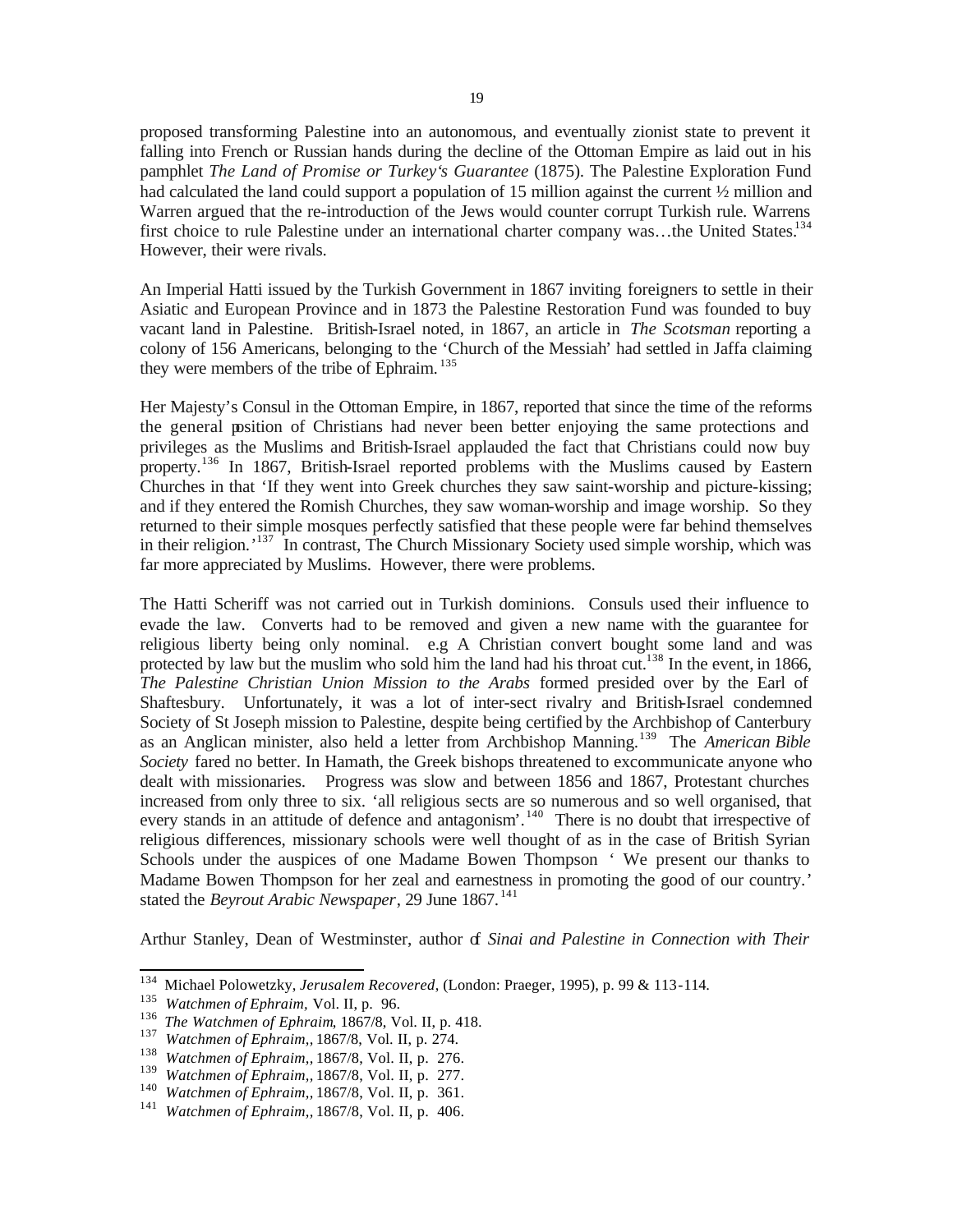proposed transforming Palestine into an autonomous, and eventually zionist state to prevent it falling into French or Russian hands during the decline of the Ottoman Empire as laid out in his pamphlet *The Land of Promise or Turkey's Guarantee* (1875). The Palestine Exploration Fund had calculated the land could support a population of 15 million against the current ½ million and Warren argued that the re-introduction of the Jews would counter corrupt Turkish rule. Warrens first choice to rule Palestine under an international charter company was…the United States.[134] However, their were rivals.

An Imperial Hatti issued by the Turkish Government in 1867 inviting foreigners to settle in their Asiatic and European Province and in 1873 the Palestine Restoration Fund was founded to buy vacant land in Palestine. British-Israel noted, in 1867, an article in *The Scotsman* reporting a colony of 156 Americans, belonging to the 'Church of the Messiah' had settled in Jaffa claiming they were members of the tribe of Ephraim.[135]

Her Majesty's Consul in the Ottoman Empire, in 1867, reported that since the time of the reforms the general position of Christians had never been better enjoying the same protections and privileges as the Muslims and British-Israel applauded the fact that Christians could now buy property.[136] In 1867, British-Israel reported problems with the Muslims caused by Eastern Churches in that 'If they went into Greek churches they saw saint-worship and picture-kissing; and if they entered the Romish Churches, they saw woman-worship and image worship. So they returned to their simple mosques perfectly satisfied that these people were far behind themselves in their religion.'[137] In contrast, The Church Missionary Society used simple worship, which was far more appreciated by Muslims. However, there were problems.

The Hatti Scheriff was not carried out in Turkish dominions. Consuls used their influence to evade the law. Converts had to be removed and given a new name with the guarantee for religious liberty being only nominal. e.g A Christian convert bought some land and was protected by law but the muslim who sold him the land had his throat cut.[138] In the event, in 1866, *The Palestine Christian Union Mission to the Arabs* formed presided over by the Earl of Shaftesbury. Unfortunately, it was a lot of inter-sect rivalry and British-Israel condemned Society of St Joseph mission to Palestine, despite being certified by the Archbishop of Canterbury as an Anglican minister, also held a letter from Archbishop Manning.[139] The *American Bible Society* fared no better. In Hamath, the Greek bishops threatened to excommunicate anyone who dealt with missionaries. Progress was slow and between 1856 and 1867, Protestant churches increased from only three to six. 'all religious sects are so numerous and so well organised, that every stands in an attitude of defence and antagonism'.[140] There is no doubt that irrespective of religious differences, missionary schools were well thought of as in the case of British Syrian Schools under the auspices of one Madame Bowen Thompson ' We present our thanks to Madame Bowen Thompson for her zeal and earnestness in promoting the good of our country.' stated the *Beyrout Arabic Newspaper*, 29 June 1867.[141]

Arthur Stanley, Dean of Westminster, author of *Sinai and Palestine in Connection with Their*

---

[134] Michael Polowetzky, *Jerusalem Recovered*, (London: Praeger, 1995), p. 99 & 113-114.
[135] *Watchmen of Ephraim*, Vol. II, p. 96.
[136] *The Watchmen of Ephraim*, 1867/8, Vol. II, p. 418.
[137] *Watchmen of Ephraim*,, 1867/8, Vol. II, p. 274.
[138] *Watchmen of Ephraim*,, 1867/8, Vol. II, p. 276.
[139] *Watchmen of Ephraim*,, 1867/8, Vol. II, p. 277.
[140] *Watchmen of Ephraim*,, 1867/8, Vol. II, p. 361.
[141] *Watchmen of Ephraim*,, 1867/8, Vol. II, p. 406.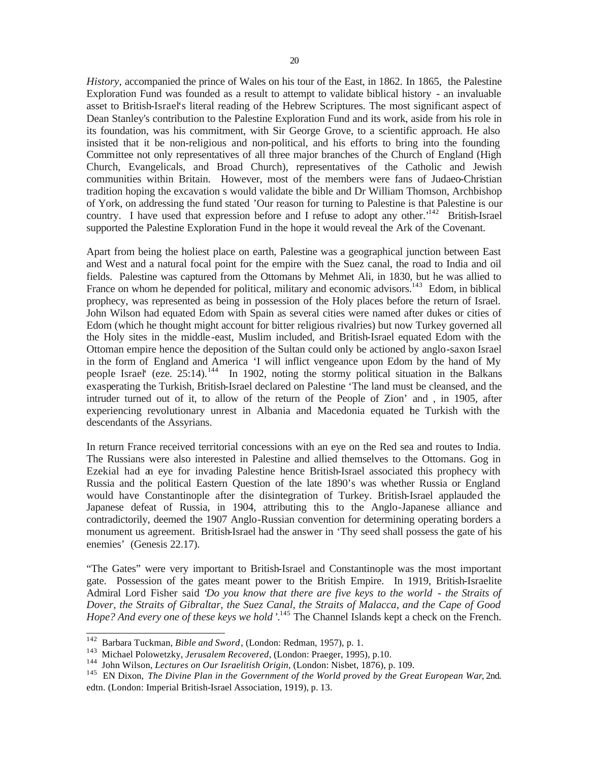*History*, accompanied the prince of Wales on his tour of the East, in 1862. In 1865, the Palestine Exploration Fund was founded as a result to attempt to validate biblical history - an invaluable asset to British-Israel's literal reading of the Hebrew Scriptures. The most significant aspect of Dean Stanley's contribution to the Palestine Exploration Fund and its work, aside from his role in its foundation, was his commitment, with Sir George Grove, to a scientific approach. He also insisted that it be non-religious and non-political, and his efforts to bring into the founding Committee not only representatives of all three major branches of the Church of England (High Church, Evangelicals, and Broad Church), representatives of the Catholic and Jewish communities within Britain. However, most of the members were fans of Judaeo-Christian tradition hoping the excavation s would validate the bible and Dr William Thomson, Archbishop of York, on addressing the fund stated 'Our reason for turning to Palestine is that Palestine is our country. I have used that expression before and I refuse to adopt any other.'[142] British-Israel supported the Palestine Exploration Fund in the hope it would reveal the Ark of the Covenant.

Apart from being the holiest place on earth, Palestine was a geographical junction between East and West and a natural focal point for the empire with the Suez canal, the road to India and oil fields. Palestine was captured from the Ottomans by Mehmet Ali, in 1830, but he was allied to France on whom he depended for political, military and economic advisors.[143] Edom, in biblical prophecy, was represented as being in possession of the Holy places before the return of Israel. John Wilson had equated Edom with Spain as several cities were named after dukes or cities of Edom (which he thought might account for bitter religious rivalries) but now Turkey governed all the Holy sites in the middle-east, Muslim included, and British-Israel equated Edom with the Ottoman empire hence the deposition of the Sultan could only be actioned by anglo-saxon Israel in the form of England and America 'I will inflict vengeance upon Edom by the hand of My people Israel' (eze. 25:14).[144] In 1902, noting the stormy political situation in the Balkans exasperating the Turkish, British-Israel declared on Palestine 'The land must be cleansed, and the intruder turned out of it, to allow of the return of the People of Zion' and , in 1905, after experiencing revolutionary unrest in Albania and Macedonia equated the Turkish with the descendants of the Assyrians.

In return France received territorial concessions with an eye on the Red sea and routes to India. The Russians were also interested in Palestine and allied themselves to the Ottomans. Gog in Ezekial had an eye for invading Palestine hence British-Israel associated this prophecy with Russia and the political Eastern Question of the late 1890's was whether Russia or England would have Constantinople after the disintegration of Turkey. British-Israel applauded the Japanese defeat of Russia, in 1904, attributing this to the Anglo-Japanese alliance and contradictorily, deemed the 1907 Anglo-Russian convention for determining operating borders a monument us agreement. British-Israel had the answer in 'Thy seed shall possess the gate of his enemies' (Genesis 22.17).

"The Gates" were very important to British-Israel and Constantinople was the most important gate. Possession of the gates meant power to the British Empire. In 1919, British-Israelite Admiral Lord Fisher said '*Do you know that there are five keys to the world - the Straits of Dover, the Straits of Gibraltar, the Suez Canal, the Straits of Malacca, and the Cape of Good Hope? And every one of these keys we hold*'.[145] The Channel Islands kept a check on the French.

---

[142] Barbara Tuckman, *Bible and Sword*, (London: Redman, 1957), p. 1.

[143] Michael Polowetzky, *Jerusalem Recovered*, (London: Praeger, 1995), p.10.

[144] John Wilson, *Lectures on Our Israelitish Origin*, (London: Nisbet, 1876), p. 109.

[145] EN Dixon, *The Divine Plan in the Government of the World proved by the Great European War*, 2nd. edtn. (London: Imperial British-Israel Association, 1919), p. 13.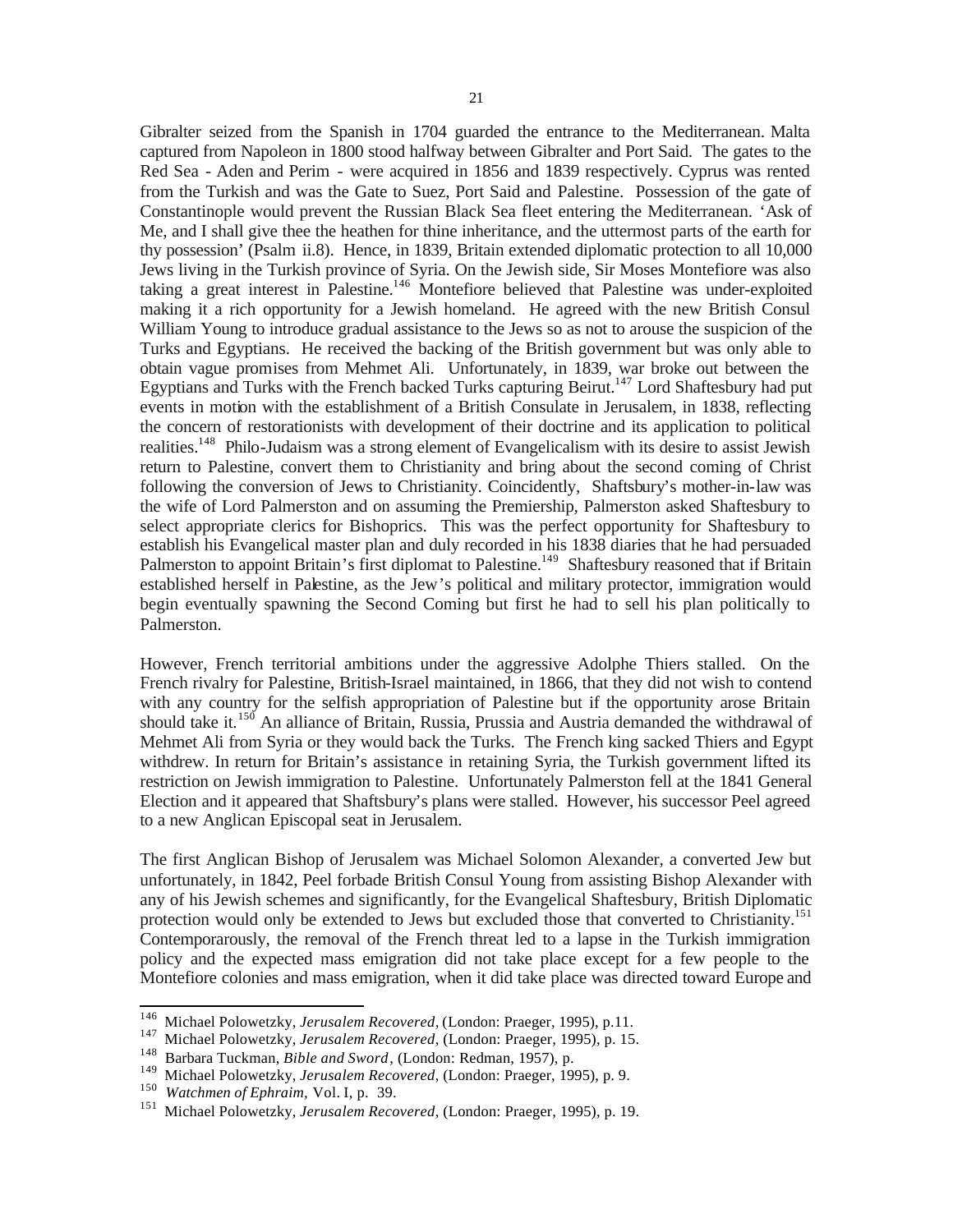Gibralter seized from the Spanish in 1704 guarded the entrance to the Mediterranean. Malta captured from Napoleon in 1800 stood halfway between Gibralter and Port Said. The gates to the Red Sea - Aden and Perim - were acquired in 1856 and 1839 respectively. Cyprus was rented from the Turkish and was the Gate to Suez, Port Said and Palestine. Possession of the gate of Constantinople would prevent the Russian Black Sea fleet entering the Mediterranean. 'Ask of Me, and I shall give thee the heathen for thine inheritance, and the uttermost parts of the earth for thy possession' (Psalm ii.8). Hence, in 1839, Britain extended diplomatic protection to all 10,000 Jews living in the Turkish province of Syria. On the Jewish side, Sir Moses Montefiore was also taking a great interest in Palestine.[146] Montefiore believed that Palestine was under-exploited making it a rich opportunity for a Jewish homeland. He agreed with the new British Consul William Young to introduce gradual assistance to the Jews so as not to arouse the suspicion of the Turks and Egyptians. He received the backing of the British government but was only able to obtain vague promises from Mehmet Ali. Unfortunately, in 1839, war broke out between the Egyptians and Turks with the French backed Turks capturing Beirut.[147] Lord Shaftesbury had put events in motion with the establishment of a British Consulate in Jerusalem, in 1838, reflecting the concern of restorationists with development of their doctrine and its application to political realities.[148] Philo-Judaism was a strong element of Evangelicalism with its desire to assist Jewish return to Palestine, convert them to Christianity and bring about the second coming of Christ following the conversion of Jews to Christianity. Coincidently, Shaftsbury's mother-in-law was the wife of Lord Palmerston and on assuming the Premiership, Palmerston asked Shaftesbury to select appropriate clerics for Bishoprics. This was the perfect opportunity for Shaftesbury to establish his Evangelical master plan and duly recorded in his 1838 diaries that he had persuaded Palmerston to appoint Britain's first diplomat to Palestine.[149] Shaftesbury reasoned that if Britain established herself in Palestine, as the Jew's political and military protector, immigration would begin eventually spawning the Second Coming but first he had to sell his plan politically to Palmerston.

However, French territorial ambitions under the aggressive Adolphe Thiers stalled. On the French rivalry for Palestine, British-Israel maintained, in 1866, that they did not wish to contend with any country for the selfish appropriation of Palestine but if the opportunity arose Britain should take it.[150] An alliance of Britain, Russia, Prussia and Austria demanded the withdrawal of Mehmet Ali from Syria or they would back the Turks. The French king sacked Thiers and Egypt withdrew. In return for Britain's assistance in retaining Syria, the Turkish government lifted its restriction on Jewish immigration to Palestine. Unfortunately Palmerston fell at the 1841 General Election and it appeared that Shaftsbury's plans were stalled. However, his successor Peel agreed to a new Anglican Episcopal seat in Jerusalem.

The first Anglican Bishop of Jerusalem was Michael Solomon Alexander, a converted Jew but unfortunately, in 1842, Peel forbade British Consul Young from assisting Bishop Alexander with any of his Jewish schemes and significantly, for the Evangelical Shaftesbury, British Diplomatic protection would only be extended to Jews but excluded those that converted to Christianity.[151] Contemporarously, the removal of the French threat led to a lapse in the Turkish immigration policy and the expected mass emigration did not take place except for a few people to the Montefiore colonies and mass emigration, when it did take place was directed toward Europe and

---

[146] Michael Polowetzky, *Jerusalem Recovered*, (London: Praeger, 1995), p.11.

[147] Michael Polowetzky, *Jerusalem Recovered*, (London: Praeger, 1995), p. 15.

[148] Barbara Tuckman, *Bible and Sword*, (London: Redman, 1957), p.

[149] Michael Polowetzky, *Jerusalem Recovered*, (London: Praeger, 1995), p. 9.

[150] *Watchmen of Ephraim*, Vol. I, p. 39.

[151] Michael Polowetzky, *Jerusalem Recovered*, (London: Praeger, 1995), p. 19.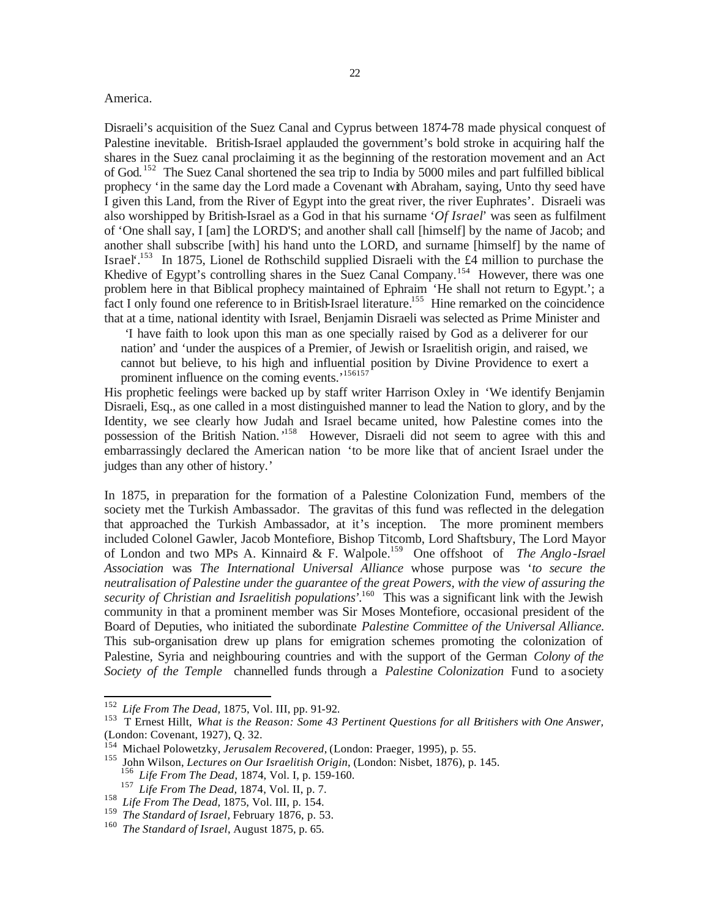America.

Disraeli's acquisition of the Suez Canal and Cyprus between 1874-78 made physical conquest of Palestine inevitable. British-Israel applauded the government's bold stroke in acquiring half the shares in the Suez canal proclaiming it as the beginning of the restoration movement and an Act of God.[152] The Suez Canal shortened the sea trip to India by 5000 miles and part fulfilled biblical prophecy 'in the same day the Lord made a Covenant with Abraham, saying, Unto thy seed have I given this Land, from the River of Egypt into the great river, the river Euphrates'. Disraeli was also worshipped by British-Israel as a God in that his surname '*Of Israel*' was seen as fulfilment of 'One shall say, I [am] the LORD'S; and another shall call [himself] by the name of Jacob; and another shall subscribe [with] his hand unto the LORD, and surname [himself] by the name of Israel'.[153] In 1875, Lionel de Rothschild supplied Disraeli with the £4 million to purchase the Khedive of Egypt's controlling shares in the Suez Canal Company.[154] However, there was one problem here in that Biblical prophecy maintained of Ephraim 'He shall not return to Egypt.'; a fact I only found one reference to in British-Israel literature.[155] Hine remarked on the coincidence that at a time, national identity with Israel, Benjamin Disraeli was selected as Prime Minister and

> 'I have faith to look upon this man as one specially raised by God as a deliverer for our nation' and 'under the auspices of a Premier, of Jewish or Israelitish origin, and raised, we cannot but believe, to his high and influential position by Divine Providence to exert a prominent influence on the coming events.'[156][157]

His prophetic feelings were backed up by staff writer Harrison Oxley in 'We identify Benjamin Disraeli, Esq., as one called in a most distinguished manner to lead the Nation to glory, and by the Identity, we see clearly how Judah and Israel became united, how Palestine comes into the possession of the British Nation.'[158] However, Disraeli did not seem to agree with this and embarrassingly declared the American nation 'to be more like that of ancient Israel under the judges than any other of history.'

In 1875, in preparation for the formation of a Palestine Colonization Fund, members of the society met the Turkish Ambassador. The gravitas of this fund was reflected in the delegation that approached the Turkish Ambassador, at it's inception. The more prominent members included Colonel Gawler, Jacob Montefiore, Bishop Titcomb, Lord Shaftsbury, The Lord Mayor of London and two MPs A. Kinnaird & F. Walpole.[159] One offshoot of *The Anglo-Israel Association* was *The International Universal Alliance* whose purpose was '*to secure the neutralisation of Palestine under the guarantee of the great Powers, with the view of assuring the security of Christian and Israelitish populations*'.[160] This was a significant link with the Jewish community in that a prominent member was Sir Moses Montefiore, occasional president of the Board of Deputies, who initiated the subordinate *Palestine Committee of the Universal Alliance.* This sub-organisation drew up plans for emigration schemes promoting the colonization of Palestine, Syria and neighbouring countries and with the support of the German *Colony of the Society of the Temple* channelled funds through a *Palestine Colonization* Fund to a society

---

[152] *Life From The Dead,* 1875, Vol. III, pp. 91-92.

[153] T Ernest Hillt, *What is the Reason: Some 43 Pertinent Questions for all Britishers with One Answer,* (London: Covenant, 1927), Q. 32.

[154] Michael Polowetzky, *Jerusalem Recovered*, (London: Praeger, 1995), p. 55.

[155] John Wilson, *Lectures on Our Israelitish Origin*, (London: Nisbet, 1876), p. 145.

[156] *Life From The Dead,* 1874, Vol. I, p. 159-160.

[157] *Life From The Dead,* 1874, Vol. II, p. 7.

[158] *Life From The Dead,* 1875, Vol. III, p. 154.

[159] *The Standard of Israel,* February 1876, p. 53.

[160] *The Standard of Israel*, August 1875, p. 65.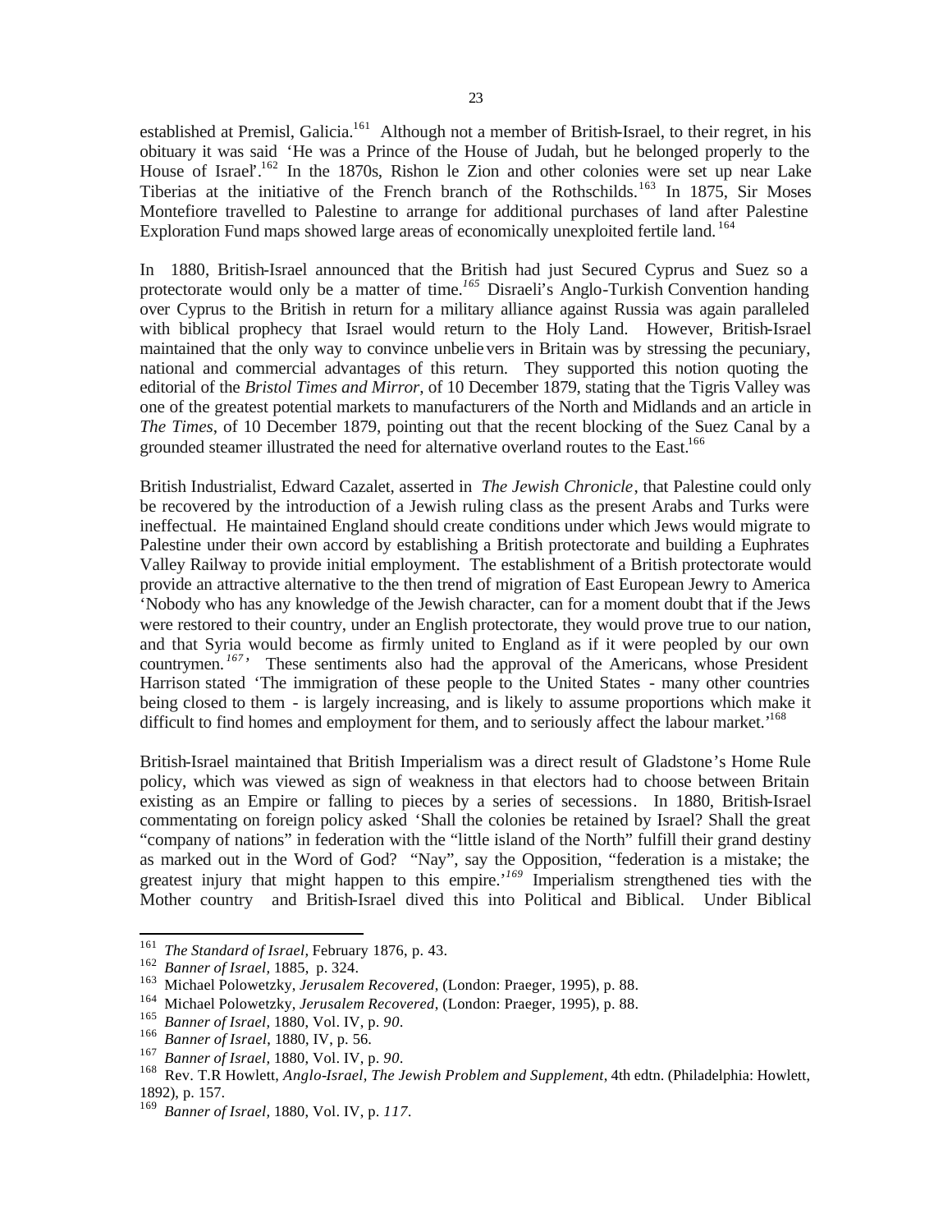established at Premisl, Galicia.[161] Although not a member of British-Israel, to their regret, in his obituary it was said 'He was a Prince of the House of Judah, but he belonged properly to the House of Israel'.[162] In the 1870s, Rishon le Zion and other colonies were set up near Lake Tiberias at the initiative of the French branch of the Rothschilds.[163] In 1875, Sir Moses Montefiore travelled to Palestine to arrange for additional purchases of land after Palestine Exploration Fund maps showed large areas of economically unexploited fertile land.[164]

In 1880, British-Israel announced that the British had just Secured Cyprus and Suez so a protectorate would only be a matter of time.[165] Disraeli's Anglo-Turkish Convention handing over Cyprus to the British in return for a military alliance against Russia was again paralleled with biblical prophecy that Israel would return to the Holy Land. However, British-Israel maintained that the only way to convince unbelievers in Britain was by stressing the pecuniary, national and commercial advantages of this return. They supported this notion quoting the editorial of the *Bristol Times and Mirror*, of 10 December 1879, stating that the Tigris Valley was one of the greatest potential markets to manufacturers of the North and Midlands and an article in *The Times*, of 10 December 1879, pointing out that the recent blocking of the Suez Canal by a grounded steamer illustrated the need for alternative overland routes to the East.[166]

British Industrialist, Edward Cazalet, asserted in *The Jewish Chronicle*, that Palestine could only be recovered by the introduction of a Jewish ruling class as the present Arabs and Turks were ineffectual. He maintained England should create conditions under which Jews would migrate to Palestine under their own accord by establishing a British protectorate and building a Euphrates Valley Railway to provide initial employment. The establishment of a British protectorate would provide an attractive alternative to the then trend of migration of East European Jewry to America 'Nobody who has any knowledge of the Jewish character, can for a moment doubt that if the Jews were restored to their country, under an English protectorate, they would prove true to our nation, and that Syria would become as firmly united to England as if it were peopled by our own countrymen.[167]' These sentiments also had the approval of the Americans, whose President Harrison stated 'The immigration of these people to the United States - many other countries being closed to them - is largely increasing, and is likely to assume proportions which make it difficult to find homes and employment for them, and to seriously affect the labour market.'[168]

British-Israel maintained that British Imperialism was a direct result of Gladstone's Home Rule policy, which was viewed as sign of weakness in that electors had to choose between Britain existing as an Empire or falling to pieces by a series of secessions. In 1880, British-Israel commentating on foreign policy asked 'Shall the colonies be retained by Israel? Shall the great "company of nations" in federation with the "little island of the North" fulfill their grand destiny as marked out in the Word of God? "Nay", say the Opposition, "federation is a mistake; the greatest injury that might happen to this empire.'[169] Imperialism strengthened ties with the Mother country and British-Israel dived this into Political and Biblical. Under Biblical

---

[161] *The Standard of Israel*, February 1876, p. 43.

[162] *Banner of Israel*, 1885, p. 324.

[163] Michael Polowetzky, *Jerusalem Recovered*, (London: Praeger, 1995), p. 88.

[164] Michael Polowetzky, *Jerusalem Recovered*, (London: Praeger, 1995), p. 88.

[165] *Banner of Israel*, 1880, Vol. IV, p. *90*.

[166] *Banner of Israel*, 1880, IV, p. 56.

[167] *Banner of Israel*, 1880, Vol. IV, p. *90*.

[168] Rev. T.R Howlett, *Anglo-Israel, The Jewish Problem and Supplement*, 4th edtn. (Philadelphia: Howlett, 1892), p. 157.

[169] *Banner of Israel*, 1880, Vol. IV, p. *117*.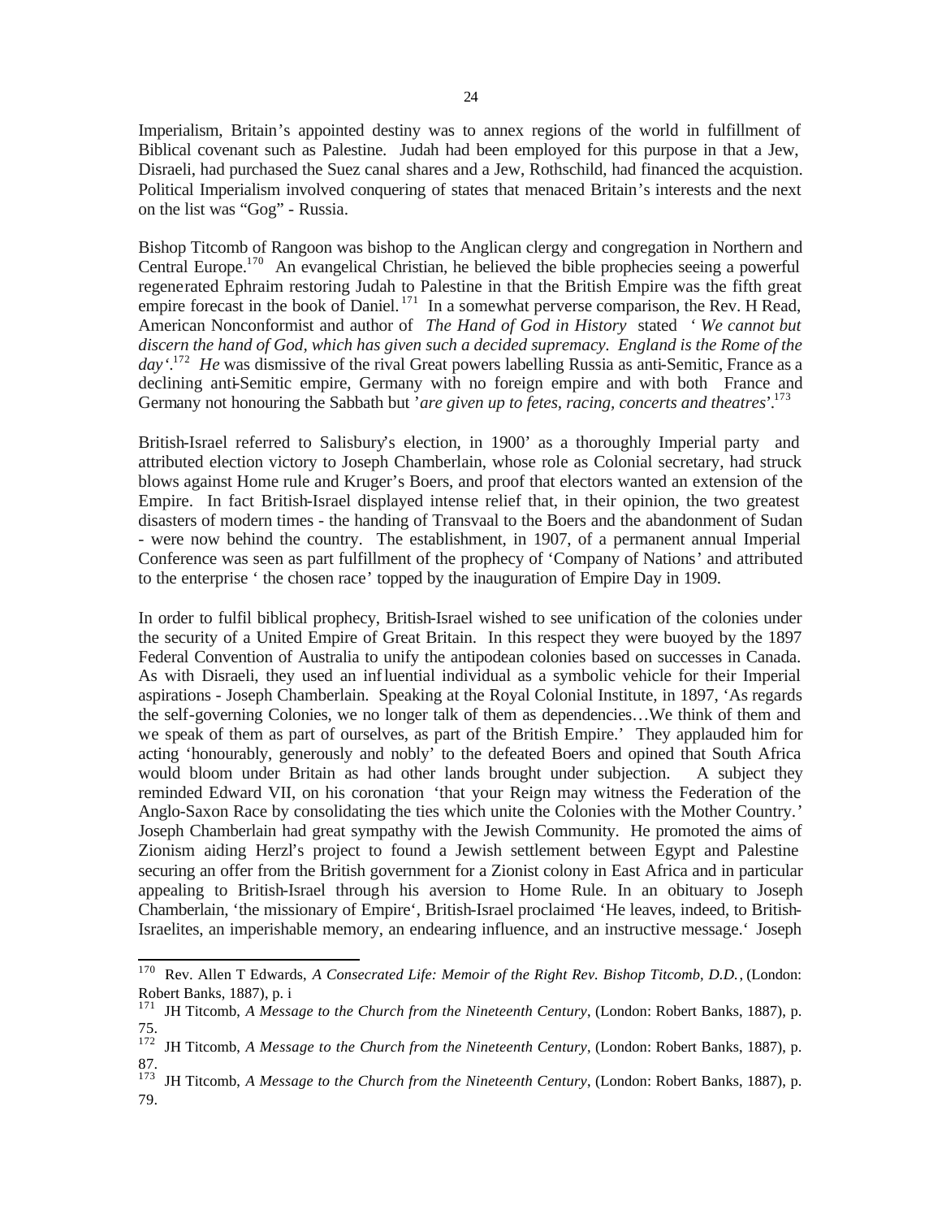Imperialism, Britain's appointed destiny was to annex regions of the world in fulfillment of Biblical covenant such as Palestine. Judah had been employed for this purpose in that a Jew, Disraeli, had purchased the Suez canal shares and a Jew, Rothschild, had financed the acquistion. Political Imperialism involved conquering of states that menaced Britain's interests and the next on the list was "Gog" - Russia.

Bishop Titcomb of Rangoon was bishop to the Anglican clergy and congregation in Northern and Central Europe.[170] An evangelical Christian, he believed the bible prophecies seeing a powerful regenerated Ephraim restoring Judah to Palestine in that the British Empire was the fifth great empire forecast in the book of Daniel.[171] In a somewhat perverse comparison, the Rev. H Read, American Nonconformist and author of *The Hand of God in History* stated *' We cannot but discern the hand of God, which has given such a decided supremacy. England is the Rome of the day'*.[172] *He* was dismissive of the rival Great powers labelling Russia as anti-Semitic, France as a declining anti-Semitic empire, Germany with no foreign empire and with both France and Germany not honouring the Sabbath but '*are given up to fetes, racing, concerts and theatres*'.[173]

British-Israel referred to Salisbury's election, in 1900' as a thoroughly Imperial party and attributed election victory to Joseph Chamberlain, whose role as Colonial secretary, had struck blows against Home rule and Kruger's Boers, and proof that electors wanted an extension of the Empire. In fact British-Israel displayed intense relief that, in their opinion, the two greatest disasters of modern times - the handing of Transvaal to the Boers and the abandonment of Sudan - were now behind the country. The establishment, in 1907, of a permanent annual Imperial Conference was seen as part fulfillment of the prophecy of 'Company of Nations' and attributed to the enterprise ' the chosen race' topped by the inauguration of Empire Day in 1909.

In order to fulfil biblical prophecy, British-Israel wished to see unification of the colonies under the security of a United Empire of Great Britain. In this respect they were buoyed by the 1897 Federal Convention of Australia to unify the antipodean colonies based on successes in Canada. As with Disraeli, they used an influential individual as a symbolic vehicle for their Imperial aspirations - Joseph Chamberlain. Speaking at the Royal Colonial Institute, in 1897, 'As regards the self-governing Colonies, we no longer talk of them as dependencies…We think of them and we speak of them as part of ourselves, as part of the British Empire.' They applauded him for acting 'honourably, generously and nobly' to the defeated Boers and opined that South Africa would bloom under Britain as had other lands brought under subjection. A subject they reminded Edward VII, on his coronation 'that your Reign may witness the Federation of the Anglo-Saxon Race by consolidating the ties which unite the Colonies with the Mother Country.' Joseph Chamberlain had great sympathy with the Jewish Community. He promoted the aims of Zionism aiding Herzl's project to found a Jewish settlement between Egypt and Palestine securing an offer from the British government for a Zionist colony in East Africa and in particular appealing to British-Israel through his aversion to Home Rule. In an obituary to Joseph Chamberlain, 'the missionary of Empire', British-Israel proclaimed 'He leaves, indeed, to British-Israelites, an imperishable memory, an endearing influence, and an instructive message.' Joseph

---

[170] Rev. Allen T Edwards, *A Consecrated Life: Memoir of the Right Rev. Bishop Titcomb, D.D.*, (London: Robert Banks, 1887), p. i

[171] JH Titcomb, *A Message to the Church from the Nineteenth Century*, (London: Robert Banks, 1887), p. 75.

[172] JH Titcomb, *A Message to the Church from the Nineteenth Century*, (London: Robert Banks, 1887), p. 87.

[173] JH Titcomb, *A Message to the Church from the Nineteenth Century*, (London: Robert Banks, 1887), p. 79.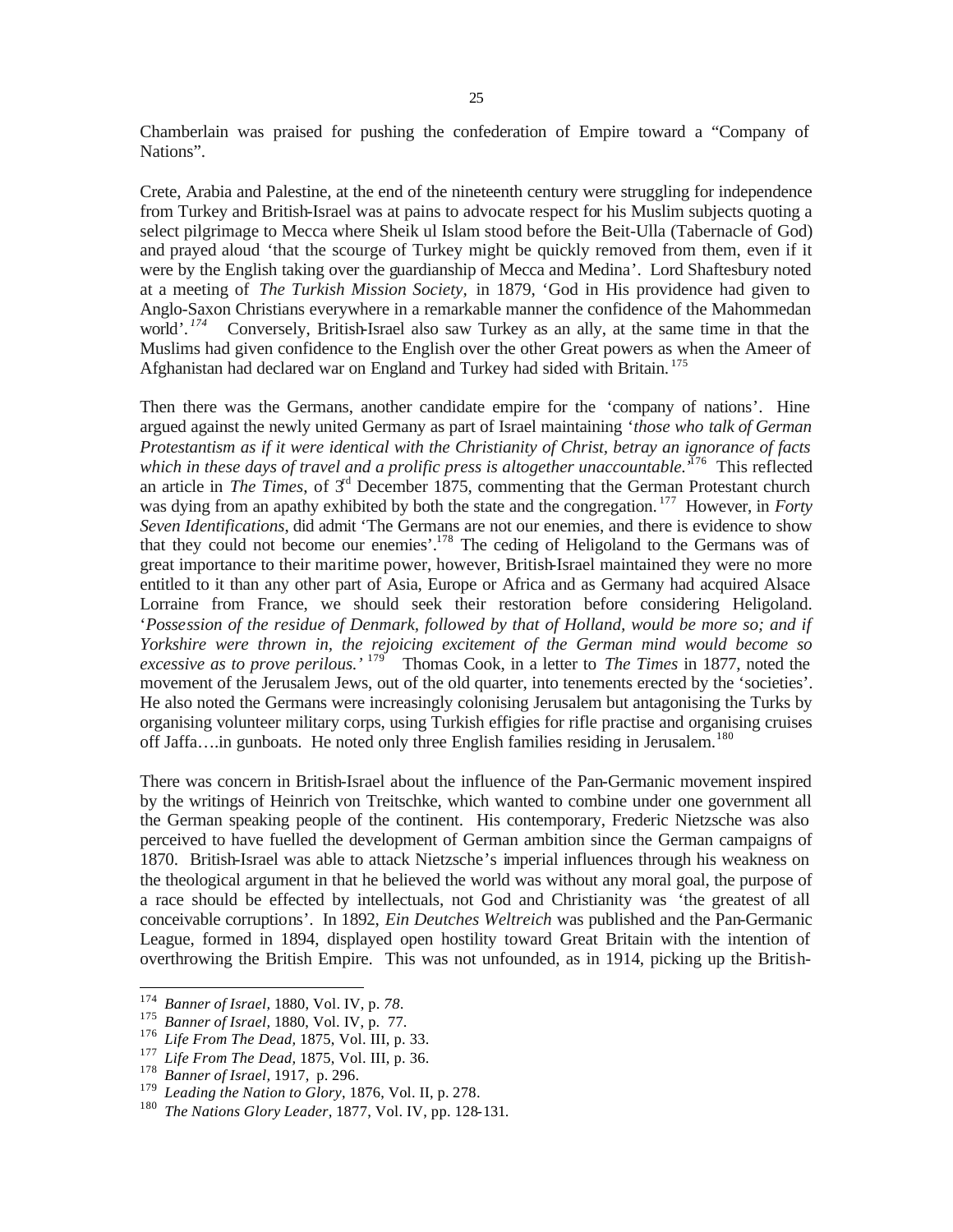Chamberlain was praised for pushing the confederation of Empire toward a "Company of Nations".

Crete, Arabia and Palestine, at the end of the nineteenth century were struggling for independence from Turkey and British-Israel was at pains to advocate respect for his Muslim subjects quoting a select pilgrimage to Mecca where Sheik ul Islam stood before the Beit-Ulla (Tabernacle of God) and prayed aloud 'that the scourge of Turkey might be quickly removed from them, even if it were by the English taking over the guardianship of Mecca and Medina'. Lord Shaftesbury noted at a meeting of *The Turkish Mission Society*, in 1879, 'God in His providence had given to Anglo-Saxon Christians everywhere in a remarkable manner the confidence of the Mahommedan world'.[174] Conversely, British-Israel also saw Turkey as an ally, at the same time in that the Muslims had given confidence to the English over the other Great powers as when the Ameer of Afghanistan had declared war on England and Turkey had sided with Britain.[175]

Then there was the Germans, another candidate empire for the 'company of nations'. Hine argued against the newly united Germany as part of Israel maintaining '*those who talk of German Protestantism as if it were identical with the Christianity of Christ, betray an ignorance of facts which in these days of travel and a prolific press is altogether unaccountable.*'[176] This reflected an article in *The Times*, of 3rd December 1875, commenting that the German Protestant church was dying from an apathy exhibited by both the state and the congregation.[177] However, in *Forty Seven Identifications*, did admit 'The Germans are not our enemies, and there is evidence to show that they could not become our enemies'.[178] The ceding of Heligoland to the Germans was of great importance to their maritime power, however, British-Israel maintained they were no more entitled to it than any other part of Asia, Europe or Africa and as Germany had acquired Alsace Lorraine from France, we should seek their restoration before considering Heligoland. '*Possession of the residue of Denmark, followed by that of Holland, would be more so; and if Yorkshire were thrown in, the rejoicing excitement of the German mind would become so excessive as to prove perilous.*'[179] Thomas Cook, in a letter to *The Times* in 1877, noted the movement of the Jerusalem Jews, out of the old quarter, into tenements erected by the 'societies'. He also noted the Germans were increasingly colonising Jerusalem but antagonising the Turks by organising volunteer military corps, using Turkish effigies for rifle practise and organising cruises off Jaffa….in gunboats. He noted only three English families residing in Jerusalem.[180]

There was concern in British-Israel about the influence of the Pan-Germanic movement inspired by the writings of Heinrich von Treitschke, which wanted to combine under one government all the German speaking people of the continent. His contemporary, Frederic Nietzsche was also perceived to have fuelled the development of German ambition since the German campaigns of 1870. British-Israel was able to attack Nietzsche's imperial influences through his weakness on the theological argument in that he believed the world was without any moral goal, the purpose of a race should be effected by intellectuals, not God and Christianity was 'the greatest of all conceivable corruptions'. In 1892, *Ein Deutches Weltreich* was published and the Pan-Germanic League, formed in 1894, displayed open hostility toward Great Britain with the intention of overthrowing the British Empire. This was not unfounded, as in 1914, picking up the British-

---

[174] *Banner of Israel*, 1880, Vol. IV, p. *78*.
[175] *Banner of Israel*, 1880, Vol. IV, p. 77.
[176] *Life From The Dead*, 1875, Vol. III, p. 33.
[177] *Life From The Dead*, 1875, Vol. III, p. 36.
[178] *Banner of Israel*, 1917, p. 296.
[179] *Leading the Nation to Glory*, 1876, Vol. II, p. 278.
[180] *The Nations Glory Leader*, 1877, Vol. IV, pp. 128-131.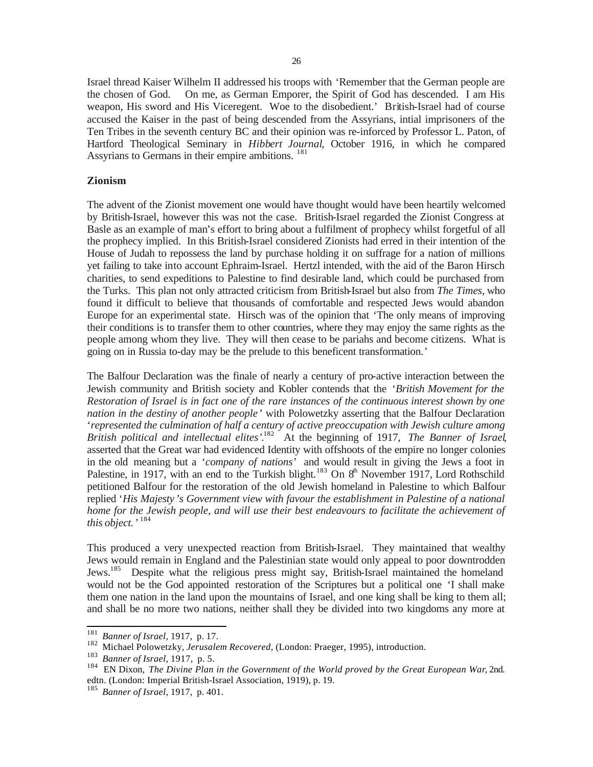Israel thread Kaiser Wilhelm II addressed his troops with 'Remember that the German people are the chosen of God. On me, as German Emporer, the Spirit of God has descended. I am His weapon, His sword and His Viceregent. Woe to the disobedient.' British-Israel had of course accused the Kaiser in the past of being descended from the Assyrians, intial imprisoners of the Ten Tribes in the seventh century BC and their opinion was re-inforced by Professor L. Paton, of Hartford Theological Seminary in *Hibbert Journal*, October 1916, in which he compared Assyrians to Germans in their empire ambitions. [181]

## Zionism

The advent of the Zionist movement one would have thought would have been heartily welcomed by British-Israel, however this was not the case. British-Israel regarded the Zionist Congress at Basle as an example of man's effort to bring about a fulfilment of prophecy whilst forgetful of all the prophecy implied. In this British-Israel considered Zionists had erred in their intention of the House of Judah to repossess the land by purchase holding it on suffrage for a nation of millions yet failing to take into account Ephraim-Israel. Hertzl intended, with the aid of the Baron Hirsch charities, to send expeditions to Palestine to find desirable land, which could be purchased from the Turks. This plan not only attracted criticism from British-Israel but also from *The Times*, who found it difficult to believe that thousands of comfortable and respected Jews would abandon Europe for an experimental state. Hirsch was of the opinion that 'The only means of improving their conditions is to transfer them to other countries, where they may enjoy the same rights as the people among whom they live. They will then cease to be pariahs and become citizens. What is going on in Russia to-day may be the prelude to this beneficent transformation.'

The Balfour Declaration was the finale of nearly a century of pro-active interaction between the Jewish community and British society and Kobler contends that the '*British Movement for the Restoration of Israel is in fact one of the rare instances of the continuous interest shown by one nation in the destiny of another people'* with Polowetzky asserting that the Balfour Declaration '*represented the culmination of half a century of active preoccupation with Jewish culture among British political and intellectual elites'*.[182] At the beginning of 1917, *The Banner of Israel*, asserted that the Great war had evidenced Identity with offshoots of the empire no longer colonies in the old meaning but a '*company of nations'* and would result in giving the Jews a foot in Palestine, in 1917, with an end to the Turkish blight.[183] On 8th November 1917, Lord Rothschild petitioned Balfour for the restoration of the old Jewish homeland in Palestine to which Balfour replied '*His Majesty's Government view with favour the establishment in Palestine of a national home for the Jewish people, and will use their best endeavours to facilitate the achievement of this object.'* [184]

This produced a very unexpected reaction from British-Israel. They maintained that wealthy Jews would remain in England and the Palestinian state would only appeal to poor downtrodden Jews.[185] Despite what the religious press might say, British-Israel maintained the homeland would not be the God appointed restoration of the Scriptures but a political one 'I shall make them one nation in the land upon the mountains of Israel, and one king shall be king to them all; and shall be no more two nations, neither shall they be divided into two kingdoms any more at

---

[181] *Banner of Israel*, 1917, p. 17.

[182] Michael Polowetzky, *Jerusalem Recovered*, (London: Praeger, 1995), introduction.

[183] *Banner of Israel*, 1917, p. 5.

[184] EN Dixon, *The Divine Plan in the Government of the World proved by the Great European War*, 2nd. edtn. (London: Imperial British-Israel Association, 1919), p. 19.

[185] *Banner of Israel*, 1917, p. 401.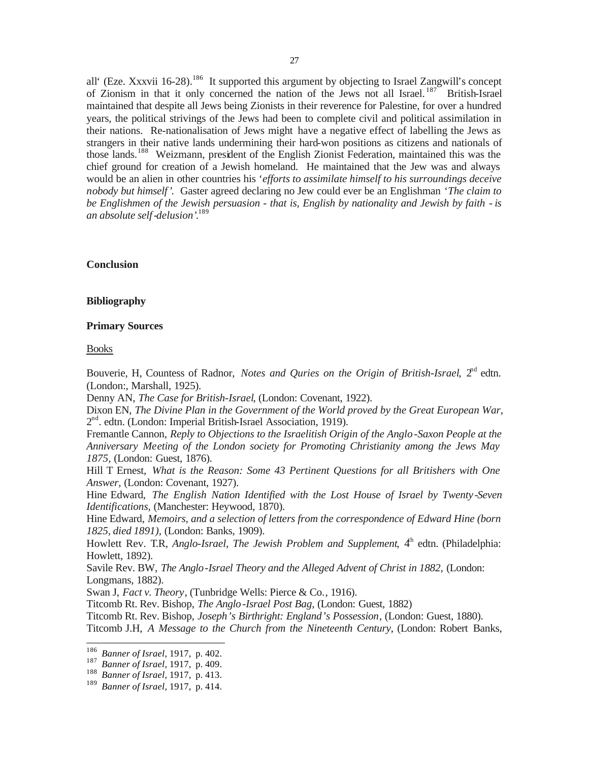all' (Eze. Xxxvii 16-28).[186] It supported this argument by objecting to Israel Zangwill's concept of Zionism in that it only concerned the nation of the Jews not all Israel.[187] British-Israel maintained that despite all Jews being Zionists in their reverence for Palestine, for over a hundred years, the political strivings of the Jews had been to complete civil and political assimilation in their nations. Re-nationalisation of Jews might have a negative effect of labelling the Jews as strangers in their native lands undermining their hard-won positions as citizens and nationals of those lands.[188] Weizmann, president of the English Zionist Federation, maintained this was the chief ground for creation of a Jewish homeland. He maintained that the Jew was and always would be an alien in other countries his '*efforts to assimilate himself to his surroundings deceive nobody but himself'.* Gaster agreed declaring no Jew could ever be an Englishman '*The claim to be Englishmen of the Jewish persuasion - that is, English by nationality and Jewish by faith - is an absolute self-delusion'.*[189]

**Conclusion**

**Bibliography**

**Primary Sources**

Books

Bouverie, H, Countess of Radnor, *Notes and Quries on the Origin of British-Israel*, 2nd edtn. (London:, Marshall, 1925).

Denny AN, *The Case for British-Israel*, (London: Covenant, 1922).

Dixon EN, *The Divine Plan in the Government of the World proved by the Great European War*, 2nd. edtn. (London: Imperial British-Israel Association, 1919).

Fremantle Cannon, *Reply to Objections to the Israelitish Origin of the Anglo-Saxon People at the Anniversary Meeting of the London society for Promoting Christianity among the Jews May 1875*, (London: Guest, 1876).

Hill T Ernest, *What is the Reason: Some 43 Pertinent Questions for all Britishers with One Answer,* (London: Covenant, 1927).

Hine Edward, *The English Nation Identified with the Lost House of Israel by Twenty-Seven Identifications*, (Manchester: Heywood, 1870).

Hine Edward, *Memoirs, and a selection of letters from the correspondence of Edward Hine (born 1825, died 1891)*, (London: Banks, 1909).

Howlett Rev. T.R, *Anglo-Israel, The Jewish Problem and Supplement*, 4th edtn. (Philadelphia: Howlett, 1892).

Savile Rev. BW, *The Anglo-Israel Theory and the Alleged Advent of Christ in 1882,* (London: Longmans, 1882).

Swan J, *Fact v. Theory*, (Tunbridge Wells: Pierce & Co., 1916).

Titcomb Rt. Rev. Bishop, *The Anglo-Israel Post Bag,* (London: Guest, 1882)

Titcomb Rt. Rev. Bishop, *Joseph's Birthright: England's Possession*, (London: Guest, 1880).

Titcomb J.H, *A Message to the Church from the Nineteenth Century*, (London: Robert Banks,

---

[186] *Banner of Israel,* 1917, p. 402.

[187] *Banner of Israel,* 1917, p. 409.

[188] *Banner of Israel,* 1917, p. 413.

[189] *Banner of Israel,* 1917, p. 414.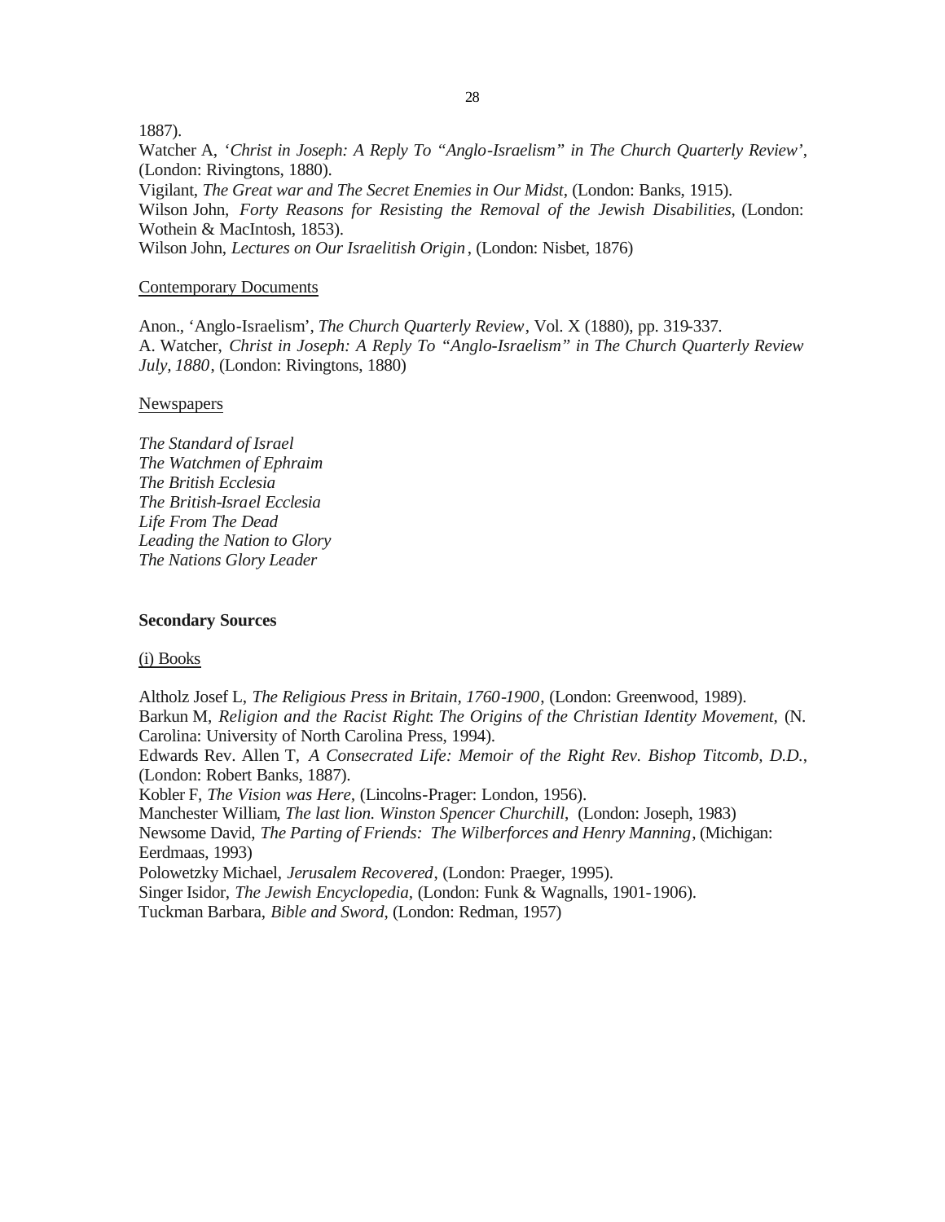1887).

Watcher A, '*Christ in Joseph: A Reply To "Anglo-Israelism" in The Church Quarterly Review*', (London: Rivingtons, 1880).

Vigilant, *The Great war and The Secret Enemies in Our Midst*, (London: Banks, 1915).

Wilson John, *Forty Reasons for Resisting the Removal of the Jewish Disabilities*, (London: Wothein & MacIntosh, 1853).

Wilson John, *Lectures on Our Israelitish Origin*, (London: Nisbet, 1876)

<u>Contemporary Documents</u>

Anon., 'Anglo-Israelism', *The Church Quarterly Review*, Vol. X (1880), pp. 319-337.

A. Watcher, *Christ in Joseph: A Reply To "Anglo-Israelism" in The Church Quarterly Review July, 1880*, (London: Rivingtons, 1880)

<u>Newspapers</u>

*The Standard of Israel*
*The Watchmen of Ephraim*
*The British Ecclesia*
*The British-Israel Ecclesia*
*Life From The Dead*
*Leading the Nation to Glory*
*The Nations Glory Leader*

**Secondary Sources**

<u>(i) Books</u>

Altholz Josef L, *The Religious Press in Britain, 1760-1900*, (London: Greenwood, 1989).

Barkun M, *Religion and the Racist Right*: *The Origins of the Christian Identity Movement*, (N. Carolina: University of North Carolina Press, 1994).

Edwards Rev. Allen T, *A Consecrated Life: Memoir of the Right Rev. Bishop Titcomb, D.D.*, (London: Robert Banks, 1887).

Kobler F, *The Vision was Here*, (Lincolns-Prager: London, 1956).

Manchester William, *The last lion. Winston Spencer Churchill*, (London: Joseph, 1983)

Newsome David, *The Parting of Friends: The Wilberforces and Henry Manning*, (Michigan: Eerdmaas, 1993)

Polowetzky Michael, *Jerusalem Recovered*, (London: Praeger, 1995).

Singer Isidor, *The Jewish Encyclopedia*, (London: Funk & Wagnalls, 1901-1906).

Tuckman Barbara, *Bible and Sword*, (London: Redman, 1957)